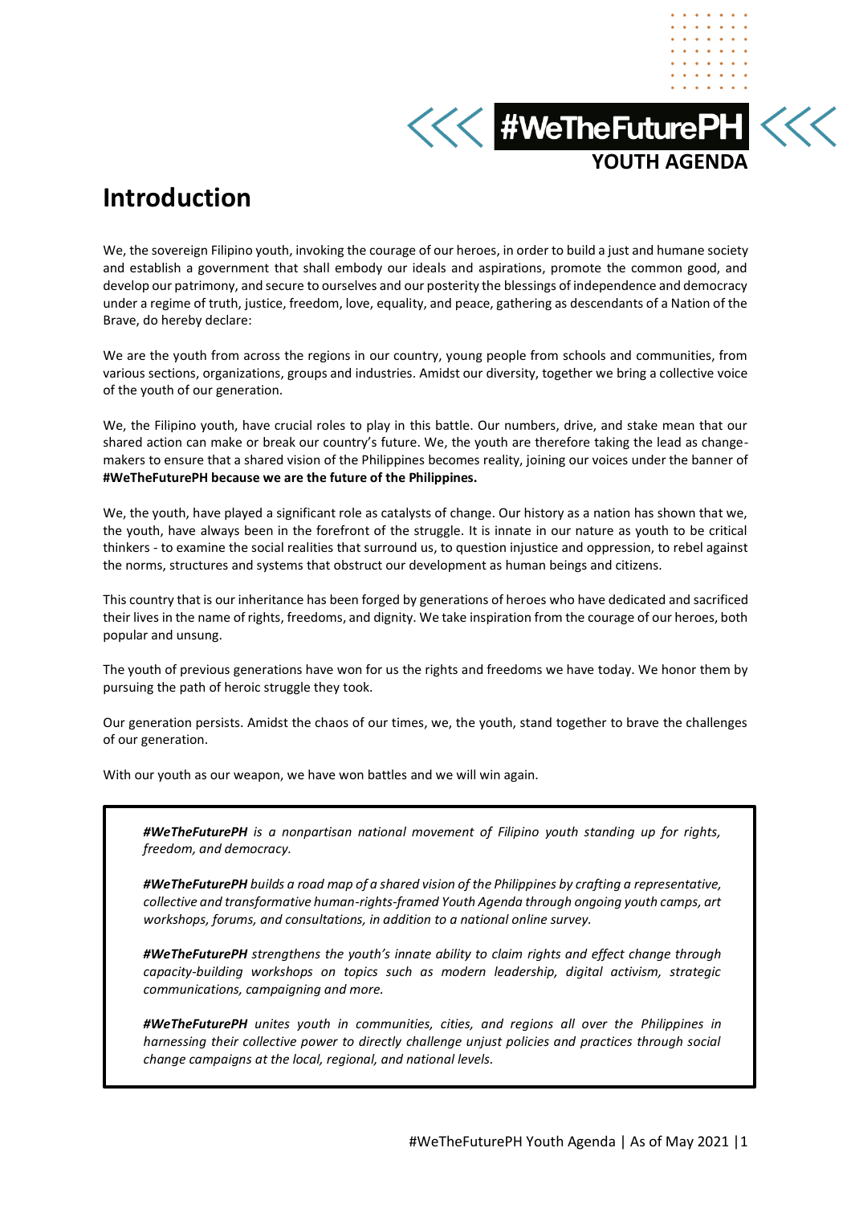**#WeTheFuturePH**

**YOUTH AGENDA**

# Introduction

We, the sovereign Filipino youth, invoking the courage of our heroes, in order to build a just and humane society and establish a government that shall embody our ideals and aspirations, promote the common good, and develop our patrimony, and secure to ourselves and our posterity the blessings of independence and democracy under a regime of truth, justice, freedom, love, equality, and peace, gathering as descendants of a Nation of the Brave, do hereby declare:

We are the youth from across the regions in our country, young people from schools and communities, from various sections, organizations, groups and industries. Amidst our diversity, together we bring a collective voice of the youth of our generation.

We, the Filipino youth, have crucial roles to play in this battle. Our numbers, drive, and stake mean that our shared action can make or break our country's future. We, the youth are therefore taking the lead as change-makers to ensure that a shared vision of the Philippines becomes reality, joining our voices under the banner of **#WeTheFuturePH because we are the future of the Philippines.**

We, the youth, have played a significant role as catalysts of change. Our history as a nation has shown that we, the youth, have always been in the forefront of the struggle. It is innate in our nature as youth to be critical thinkers - to examine the social realities that surround us, to question injustice and oppression, to rebel against the norms, structures and systems that obstruct our development as human beings and citizens.

This country that is our inheritance has been forged by generations of heroes who have dedicated and sacrificed their lives in the name of rights, freedoms, and dignity. We take inspiration from the courage of our heroes, both popular and unsung.

The youth of previous generations have won for us the rights and freedoms we have today. We honor them by pursuing the path of heroic struggle they took.

Our generation persists. Amidst the chaos of our times, we, the youth, stand together to brave the challenges of our generation.

With our youth as our weapon, we have won battles and we will win again.

> ***#WeTheFuturePH*** *is a nonpartisan national movement of Filipino youth standing up for rights, freedom, and democracy.*
>
> ***#WeTheFuturePH*** *builds a road map of a shared vision of the Philippines by crafting a representative, collective and transformative human-rights-framed Youth Agenda through ongoing youth camps, art workshops, forums, and consultations, in addition to a national online survey.*
>
> ***#WeTheFuturePH*** *strengthens the youth's innate ability to claim rights and effect change through capacity-building workshops on topics such as modern leadership, digital activism, strategic communications, campaigning and more.*
>
> ***#WeTheFuturePH*** *unites youth in communities, cities, and regions all over the Philippines in harnessing their collective power to directly challenge unjust policies and practices through social change campaigns at the local, regional, and national levels.*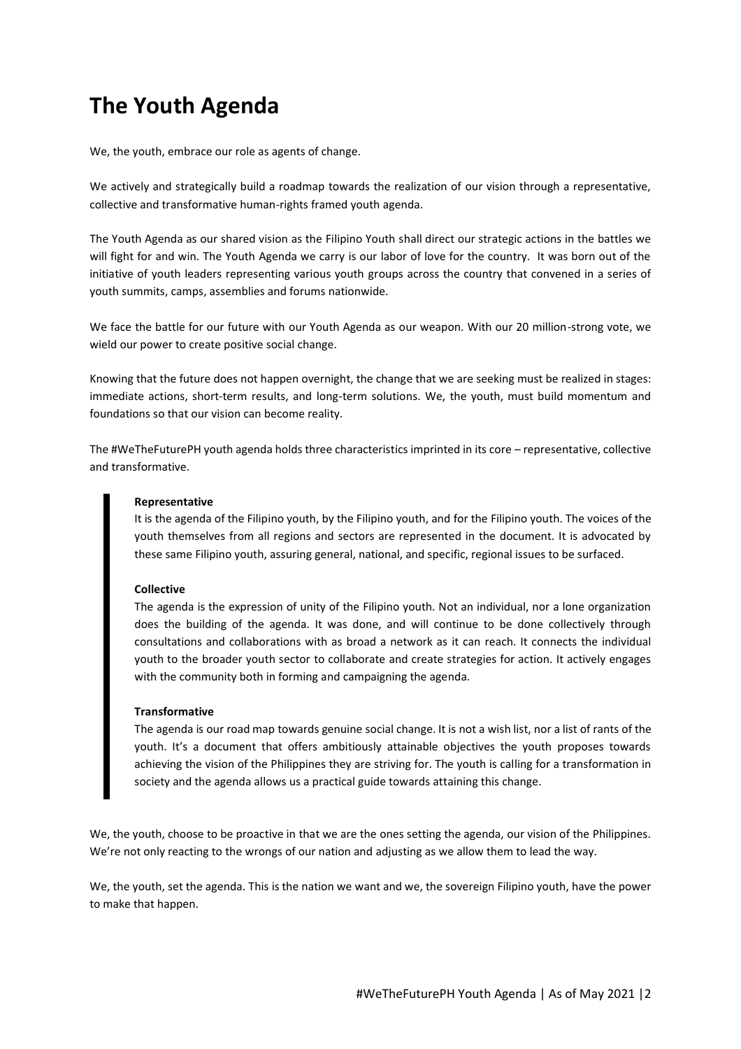# The Youth Agenda

We, the youth, embrace our role as agents of change.

We actively and strategically build a roadmap towards the realization of our vision through a representative, collective and transformative human-rights framed youth agenda.

The Youth Agenda as our shared vision as the Filipino Youth shall direct our strategic actions in the battles we will fight for and win. The Youth Agenda we carry is our labor of love for the country. It was born out of the initiative of youth leaders representing various youth groups across the country that convened in a series of youth summits, camps, assemblies and forums nationwide.

We face the battle for our future with our Youth Agenda as our weapon. With our 20 million-strong vote, we wield our power to create positive social change.

Knowing that the future does not happen overnight, the change that we are seeking must be realized in stages: immediate actions, short-term results, and long-term solutions. We, the youth, must build momentum and foundations so that our vision can become reality.

The #WeTheFuturePH youth agenda holds three characteristics imprinted in its core – representative, collective and transformative.

> **Representative**
> It is the agenda of the Filipino youth, by the Filipino youth, and for the Filipino youth. The voices of the youth themselves from all regions and sectors are represented in the document. It is advocated by these same Filipino youth, assuring general, national, and specific, regional issues to be surfaced.
>
> **Collective**
> The agenda is the expression of unity of the Filipino youth. Not an individual, nor a lone organization does the building of the agenda. It was done, and will continue to be done collectively through consultations and collaborations with as broad a network as it can reach. It connects the individual youth to the broader youth sector to collaborate and create strategies for action. It actively engages with the community both in forming and campaigning the agenda.
>
> **Transformative**
> The agenda is our road map towards genuine social change. It is not a wish list, nor a list of rants of the youth. It's a document that offers ambitiously attainable objectives the youth proposes towards achieving the vision of the Philippines they are striving for. The youth is calling for a transformation in society and the agenda allows us a practical guide towards attaining this change.

We, the youth, choose to be proactive in that we are the ones setting the agenda, our vision of the Philippines. We're not only reacting to the wrongs of our nation and adjusting as we allow them to lead the way.

We, the youth, set the agenda. This is the nation we want and we, the sovereign Filipino youth, have the power to make that happen.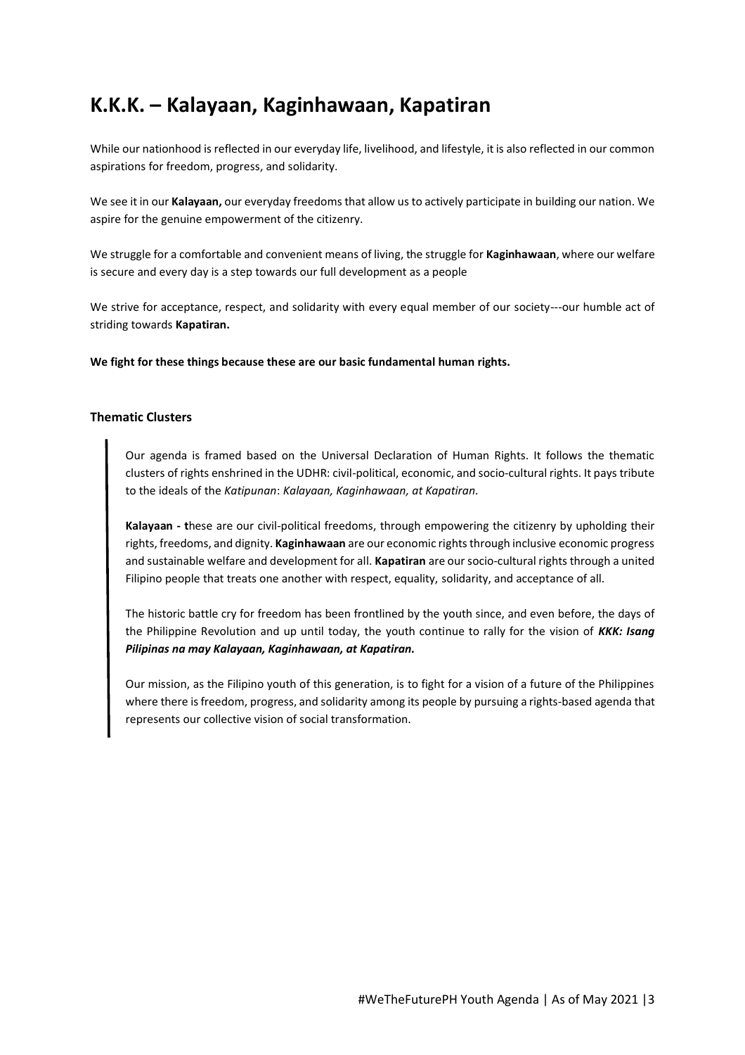# K.K.K. – Kalayaan, Kaginhawaan, Kapatiran

While our nationhood is reflected in our everyday life, livelihood, and lifestyle, it is also reflected in our common aspirations for freedom, progress, and solidarity.

We see it in our **Kalayaan,** our everyday freedoms that allow us to actively participate in building our nation. We aspire for the genuine empowerment of the citizenry.

We struggle for a comfortable and convenient means of living, the struggle for **Kaginhawaan**, where our welfare is secure and every day is a step towards our full development as a people

We strive for acceptance, respect, and solidarity with every equal member of our society---our humble act of striding towards **Kapatiran.**

**We fight for these things because these are our basic fundamental human rights.**

### Thematic Clusters

> Our agenda is framed based on the Universal Declaration of Human Rights. It follows the thematic clusters of rights enshrined in the UDHR: civil-political, economic, and socio-cultural rights. It pays tribute to the ideals of the *Katipunan*: *Kalayaan, Kaginhawaan, at Kapatiran*.
>
> **Kalayaan - t**hese are our civil-political freedoms, through empowering the citizenry by upholding their rights, freedoms, and dignity. **Kaginhawaan** are our economic rights through inclusive economic progress and sustainable welfare and development for all. **Kapatiran** are our socio-cultural rights through a united Filipino people that treats one another with respect, equality, solidarity, and acceptance of all.
>
> The historic battle cry for freedom has been frontlined by the youth since, and even before, the days of the Philippine Revolution and up until today, the youth continue to rally for the vision of ***KKK: Isang Pilipinas na may Kalayaan, Kaginhawaan, at Kapatiran.***
>
> Our mission, as the Filipino youth of this generation, is to fight for a vision of a future of the Philippines where there is freedom, progress, and solidarity among its people by pursuing a rights-based agenda that represents our collective vision of social transformation.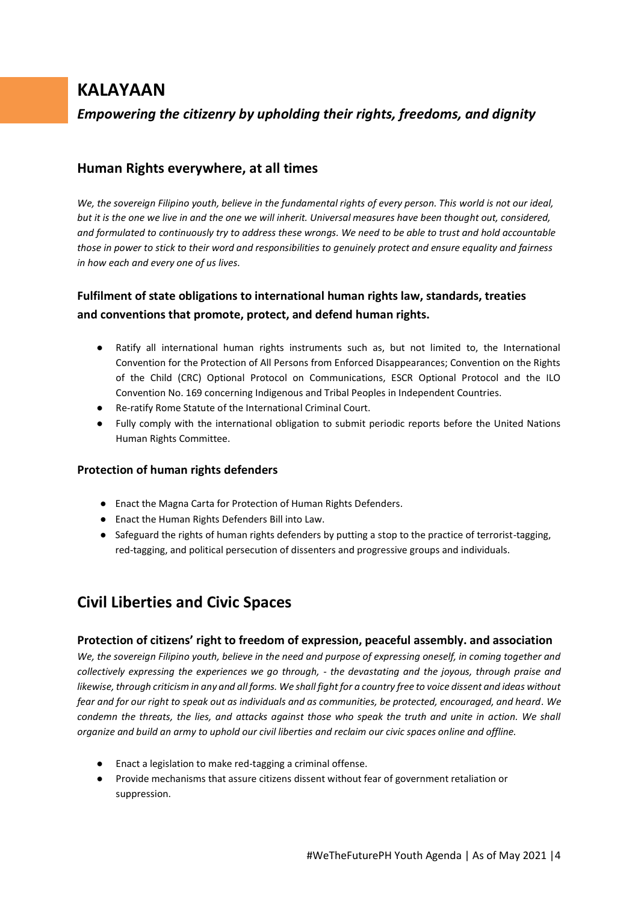# KALAYAAN

## *Empowering the citizenry by upholding their rights, freedoms, and dignity*

### Human Rights everywhere, at all times

*We, the sovereign Filipino youth, believe in the fundamental rights of every person. This world is not our ideal, but it is the one we live in and the one we will inherit. Universal measures have been thought out, considered, and formulated to continuously try to address these wrongs. We need to be able to trust and hold accountable those in power to stick to their word and responsibilities to genuinely protect and ensure equality and fairness in how each and every one of us lives.*

#### Fulfilment of state obligations to international human rights law, standards, treaties and conventions that promote, protect, and defend human rights.

- Ratify all international human rights instruments such as, but not limited to, the International Convention for the Protection of All Persons from Enforced Disappearances; Convention on the Rights of the Child (CRC) Optional Protocol on Communications, ESCR Optional Protocol and the ILO Convention No. 169 concerning Indigenous and Tribal Peoples in Independent Countries.
- Re-ratify Rome Statute of the International Criminal Court.
- Fully comply with the international obligation to submit periodic reports before the United Nations Human Rights Committee.

#### Protection of human rights defenders

- Enact the Magna Carta for Protection of Human Rights Defenders.
- Enact the Human Rights Defenders Bill into Law.
- Safeguard the rights of human rights defenders by putting a stop to the practice of terrorist-tagging, red-tagging, and political persecution of dissenters and progressive groups and individuals.

## Civil Liberties and Civic Spaces

#### Protection of citizens' right to freedom of expression, peaceful assembly. and association

*We, the sovereign Filipino youth, believe in the need and purpose of expressing oneself, in coming together and collectively expressing the experiences we go through, - the devastating and the joyous, through praise and likewise, through criticism in any and all forms. We shall fight for a country free to voice dissent and ideas without fear and for our right to speak out as individuals and as communities, be protected, encouraged, and heard. We condemn the threats, the lies, and attacks against those who speak the truth and unite in action. We shall organize and build an army to uphold our civil liberties and reclaim our civic spaces online and offline.*

- Enact a legislation to make red-tagging a criminal offense.
- Provide mechanisms that assure citizens dissent without fear of government retaliation or suppression.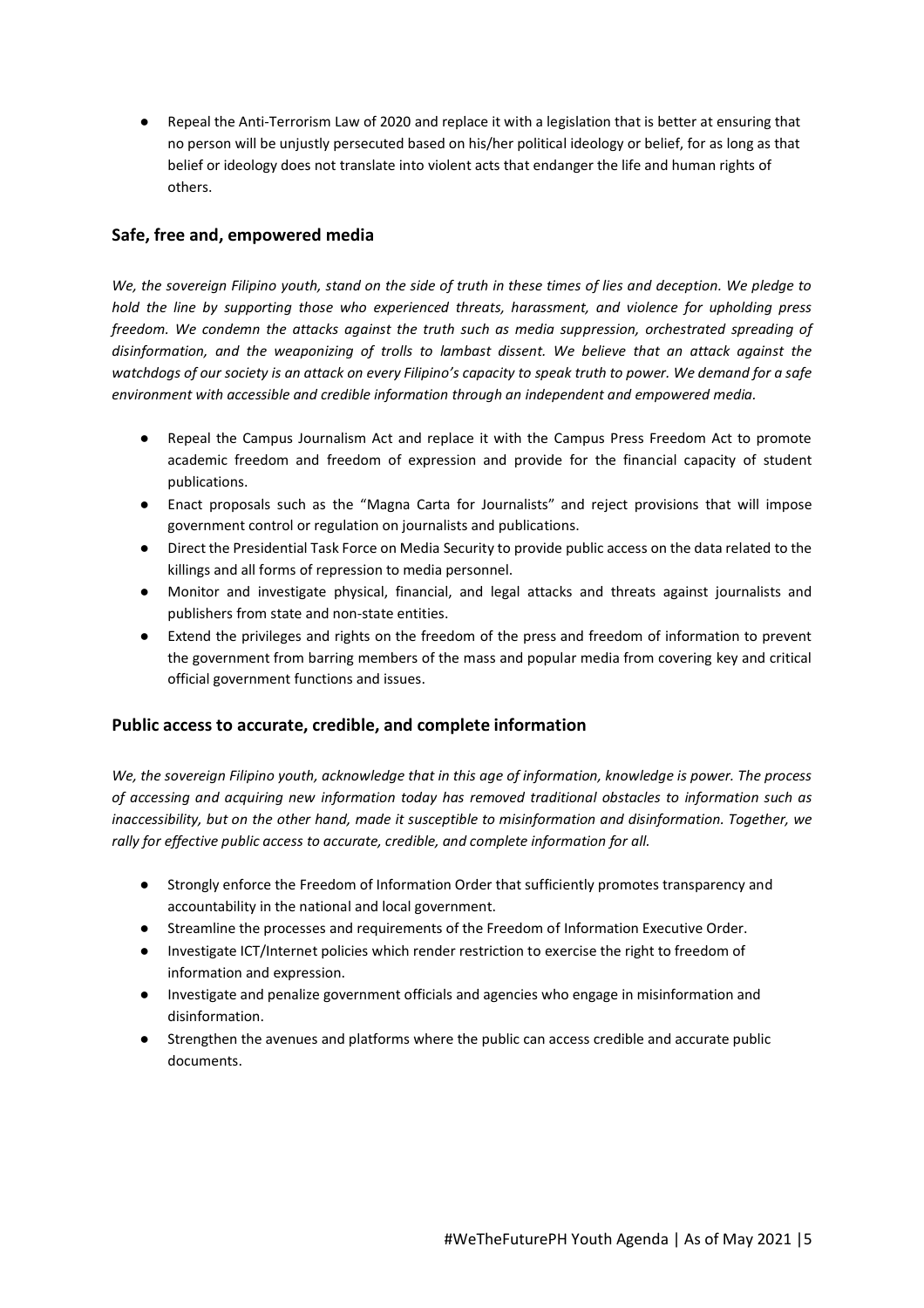- Repeal the Anti-Terrorism Law of 2020 and replace it with a legislation that is better at ensuring that no person will be unjustly persecuted based on his/her political ideology or belief, for as long as that belief or ideology does not translate into violent acts that endanger the life and human rights of others.

## Safe, free and, empowered media

*We, the sovereign Filipino youth, stand on the side of truth in these times of lies and deception. We pledge to hold the line by supporting those who experienced threats, harassment, and violence for upholding press freedom. We condemn the attacks against the truth such as media suppression, orchestrated spreading of disinformation, and the weaponizing of trolls to lambast dissent. We believe that an attack against the watchdogs of our society is an attack on every Filipino's capacity to speak truth to power. We demand for a safe environment with accessible and credible information through an independent and empowered media.*

- Repeal the Campus Journalism Act and replace it with the Campus Press Freedom Act to promote academic freedom and freedom of expression and provide for the financial capacity of student publications.
- Enact proposals such as the "Magna Carta for Journalists" and reject provisions that will impose government control or regulation on journalists and publications.
- Direct the Presidential Task Force on Media Security to provide public access on the data related to the killings and all forms of repression to media personnel.
- Monitor and investigate physical, financial, and legal attacks and threats against journalists and publishers from state and non-state entities.
- Extend the privileges and rights on the freedom of the press and freedom of information to prevent the government from barring members of the mass and popular media from covering key and critical official government functions and issues.

## Public access to accurate, credible, and complete information

*We, the sovereign Filipino youth, acknowledge that in this age of information, knowledge is power. The process of accessing and acquiring new information today has removed traditional obstacles to information such as inaccessibility, but on the other hand, made it susceptible to misinformation and disinformation. Together, we rally for effective public access to accurate, credible, and complete information for all.*

- Strongly enforce the Freedom of Information Order that sufficiently promotes transparency and accountability in the national and local government.
- Streamline the processes and requirements of the Freedom of Information Executive Order.
- Investigate ICT/Internet policies which render restriction to exercise the right to freedom of information and expression.
- Investigate and penalize government officials and agencies who engage in misinformation and disinformation.
- Strengthen the avenues and platforms where the public can access credible and accurate public documents.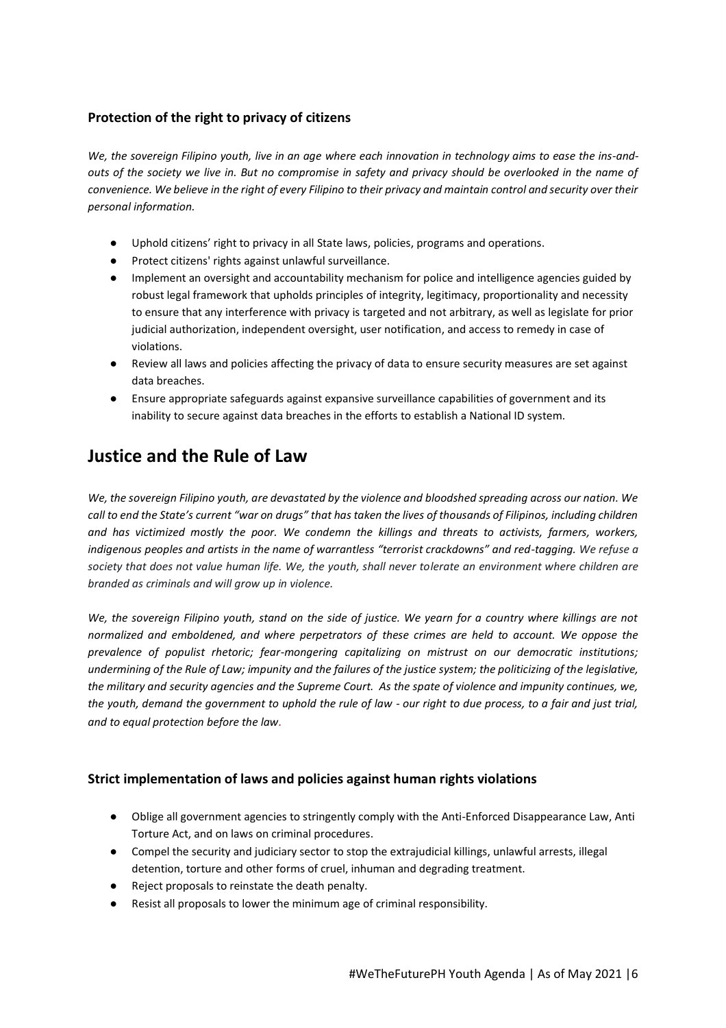### Protection of the right to privacy of citizens

*We, the sovereign Filipino youth, live in an age where each innovation in technology aims to ease the ins-and-outs of the society we live in. But no compromise in safety and privacy should be overlooked in the name of convenience. We believe in the right of every Filipino to their privacy and maintain control and security over their personal information.*

- Uphold citizens' right to privacy in all State laws, policies, programs and operations.
- Protect citizens' rights against unlawful surveillance.
- Implement an oversight and accountability mechanism for police and intelligence agencies guided by robust legal framework that upholds principles of integrity, legitimacy, proportionality and necessity to ensure that any interference with privacy is targeted and not arbitrary, as well as legislate for prior judicial authorization, independent oversight, user notification, and access to remedy in case of violations.
- Review all laws and policies affecting the privacy of data to ensure security measures are set against data breaches.
- Ensure appropriate safeguards against expansive surveillance capabilities of government and its inability to secure against data breaches in the efforts to establish a National ID system.

## Justice and the Rule of Law

*We, the sovereign Filipino youth, are devastated by the violence and bloodshed spreading across our nation. We call to end the State's current "war on drugs" that has taken the lives of thousands of Filipinos, including children and has victimized mostly the poor. We condemn the killings and threats to activists, farmers, workers, indigenous peoples and artists in the name of warrantless "terrorist crackdowns" and red-tagging. We refuse a society that does not value human life. We, the youth, shall never tolerate an environment where children are branded as criminals and will grow up in violence.*

*We, the sovereign Filipino youth, stand on the side of justice. We yearn for a country where killings are not normalized and emboldened, and where perpetrators of these crimes are held to account. We oppose the prevalence of populist rhetoric; fear-mongering capitalizing on mistrust on our democratic institutions; undermining of the Rule of Law; impunity and the failures of the justice system; the politicizing of the legislative, the military and security agencies and the Supreme Court. As the spate of violence and impunity continues, we, the youth, demand the government to uphold the rule of law - our right to due process, to a fair and just trial, and to equal protection before the law.*

### Strict implementation of laws and policies against human rights violations

- Oblige all government agencies to stringently comply with the Anti-Enforced Disappearance Law, Anti Torture Act, and on laws on criminal procedures.
- Compel the security and judiciary sector to stop the extrajudicial killings, unlawful arrests, illegal detention, torture and other forms of cruel, inhuman and degrading treatment.
- Reject proposals to reinstate the death penalty.
- Resist all proposals to lower the minimum age of criminal responsibility.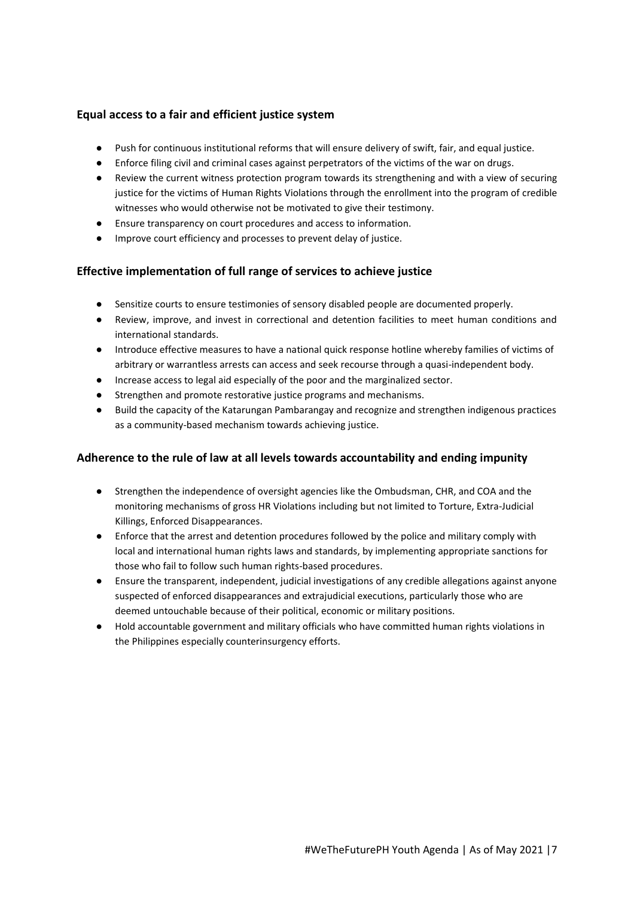### Equal access to a fair and efficient justice system

- Push for continuous institutional reforms that will ensure delivery of swift, fair, and equal justice.
- Enforce filing civil and criminal cases against perpetrators of the victims of the war on drugs.
- Review the current witness protection program towards its strengthening and with a view of securing justice for the victims of Human Rights Violations through the enrollment into the program of credible witnesses who would otherwise not be motivated to give their testimony.
- Ensure transparency on court procedures and access to information.
- Improve court efficiency and processes to prevent delay of justice.

### Effective implementation of full range of services to achieve justice

- Sensitize courts to ensure testimonies of sensory disabled people are documented properly.
- Review, improve, and invest in correctional and detention facilities to meet human conditions and international standards.
- Introduce effective measures to have a national quick response hotline whereby families of victims of arbitrary or warrantless arrests can access and seek recourse through a quasi-independent body.
- Increase access to legal aid especially of the poor and the marginalized sector.
- Strengthen and promote restorative justice programs and mechanisms.
- Build the capacity of the Katarungan Pambarangay and recognize and strengthen indigenous practices as a community-based mechanism towards achieving justice.

### Adherence to the rule of law at all levels towards accountability and ending impunity

- Strengthen the independence of oversight agencies like the Ombudsman, CHR, and COA and the monitoring mechanisms of gross HR Violations including but not limited to Torture, Extra-Judicial Killings, Enforced Disappearances.
- Enforce that the arrest and detention procedures followed by the police and military comply with local and international human rights laws and standards, by implementing appropriate sanctions for those who fail to follow such human rights-based procedures.
- Ensure the transparent, independent, judicial investigations of any credible allegations against anyone suspected of enforced disappearances and extrajudicial executions, particularly those who are deemed untouchable because of their political, economic or military positions.
- Hold accountable government and military officials who have committed human rights violations in the Philippines especially counterinsurgency efforts.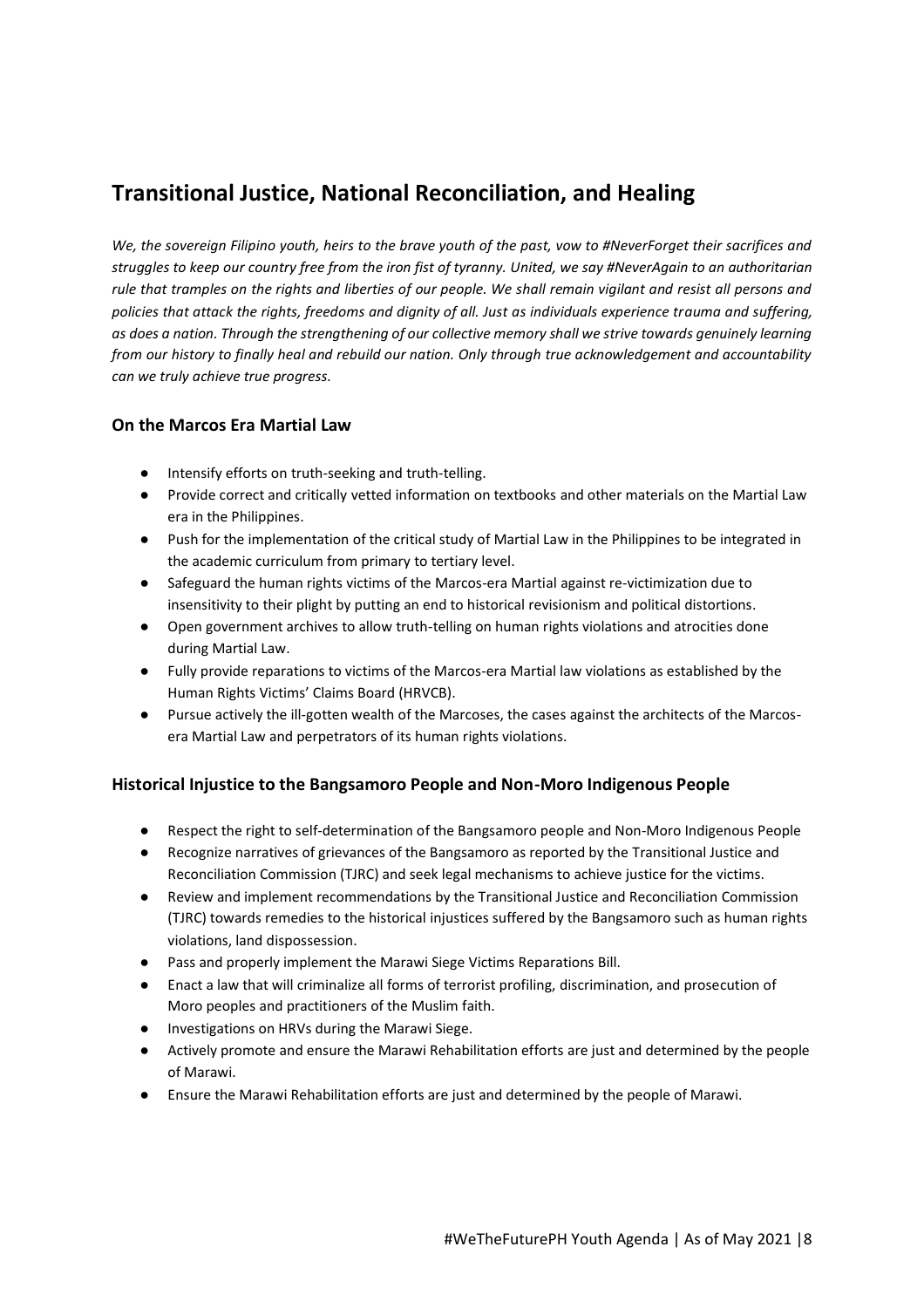## Transitional Justice, National Reconciliation, and Healing

*We, the sovereign Filipino youth, heirs to the brave youth of the past, vow to #NeverForget their sacrifices and struggles to keep our country free from the iron fist of tyranny. United, we say #NeverAgain to an authoritarian rule that tramples on the rights and liberties of our people. We shall remain vigilant and resist all persons and policies that attack the rights, freedoms and dignity of all. Just as individuals experience trauma and suffering, as does a nation. Through the strengthening of our collective memory shall we strive towards genuinely learning from our history to finally heal and rebuild our nation. Only through true acknowledgement and accountability can we truly achieve true progress.*

### On the Marcos Era Martial Law

- Intensify efforts on truth-seeking and truth-telling.
- Provide correct and critically vetted information on textbooks and other materials on the Martial Law era in the Philippines.
- Push for the implementation of the critical study of Martial Law in the Philippines to be integrated in the academic curriculum from primary to tertiary level.
- Safeguard the human rights victims of the Marcos-era Martial against re-victimization due to insensitivity to their plight by putting an end to historical revisionism and political distortions.
- Open government archives to allow truth-telling on human rights violations and atrocities done during Martial Law.
- Fully provide reparations to victims of the Marcos-era Martial law violations as established by the Human Rights Victims' Claims Board (HRVCB).
- Pursue actively the ill-gotten wealth of the Marcoses, the cases against the architects of the Marcos-era Martial Law and perpetrators of its human rights violations.

### Historical Injustice to the Bangsamoro People and Non-Moro Indigenous People

- Respect the right to self-determination of the Bangsamoro people and Non-Moro Indigenous People
- Recognize narratives of grievances of the Bangsamoro as reported by the Transitional Justice and Reconciliation Commission (TJRC) and seek legal mechanisms to achieve justice for the victims.
- Review and implement recommendations by the Transitional Justice and Reconciliation Commission (TJRC) towards remedies to the historical injustices suffered by the Bangsamoro such as human rights violations, land dispossession.
- Pass and properly implement the Marawi Siege Victims Reparations Bill.
- Enact a law that will criminalize all forms of terrorist profiling, discrimination, and prosecution of Moro peoples and practitioners of the Muslim faith.
- Investigations on HRVs during the Marawi Siege.
- Actively promote and ensure the Marawi Rehabilitation efforts are just and determined by the people of Marawi.
- Ensure the Marawi Rehabilitation efforts are just and determined by the people of Marawi.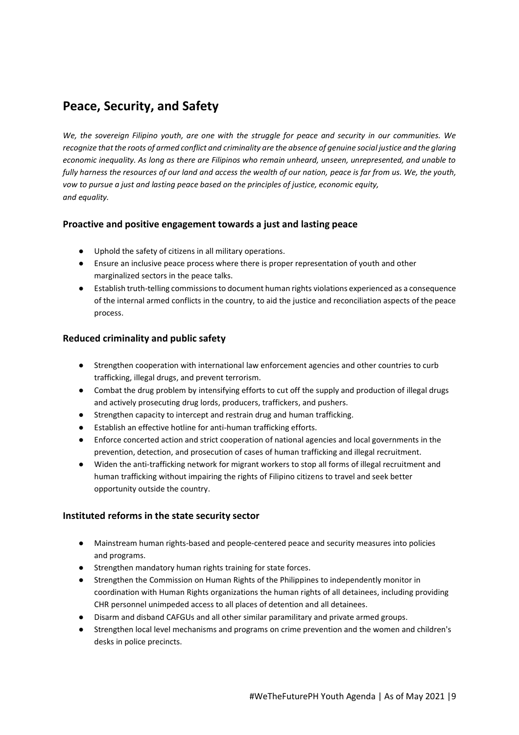## Peace, Security, and Safety

*We, the sovereign Filipino youth, are one with the struggle for peace and security in our communities. We recognize that the roots of armed conflict and criminality are the absence of genuine social justice and the glaring economic inequality. As long as there are Filipinos who remain unheard, unseen, unrepresented, and unable to fully harness the resources of our land and access the wealth of our nation, peace is far from us. We, the youth, vow to pursue a just and lasting peace based on the principles of justice, economic equity, and equality.*

### Proactive and positive engagement towards a just and lasting peace

- Uphold the safety of citizens in all military operations.
- Ensure an inclusive peace process where there is proper representation of youth and other marginalized sectors in the peace talks.
- Establish truth-telling commissions to document human rights violations experienced as a consequence of the internal armed conflicts in the country, to aid the justice and reconciliation aspects of the peace process.

### Reduced criminality and public safety

- Strengthen cooperation with international law enforcement agencies and other countries to curb trafficking, illegal drugs, and prevent terrorism.
- Combat the drug problem by intensifying efforts to cut off the supply and production of illegal drugs and actively prosecuting drug lords, producers, traffickers, and pushers.
- Strengthen capacity to intercept and restrain drug and human trafficking.
- Establish an effective hotline for anti-human trafficking efforts.
- Enforce concerted action and strict cooperation of national agencies and local governments in the prevention, detection, and prosecution of cases of human trafficking and illegal recruitment.
- Widen the anti-trafficking network for migrant workers to stop all forms of illegal recruitment and human trafficking without impairing the rights of Filipino citizens to travel and seek better opportunity outside the country.

### Instituted reforms in the state security sector

- Mainstream human rights-based and people-centered peace and security measures into policies and programs.
- Strengthen mandatory human rights training for state forces.
- Strengthen the Commission on Human Rights of the Philippines to independently monitor in coordination with Human Rights organizations the human rights of all detainees, including providing CHR personnel unimpeded access to all places of detention and all detainees.
- Disarm and disband CAFGUs and all other similar paramilitary and private armed groups.
- Strengthen local level mechanisms and programs on crime prevention and the women and children's desks in police precincts.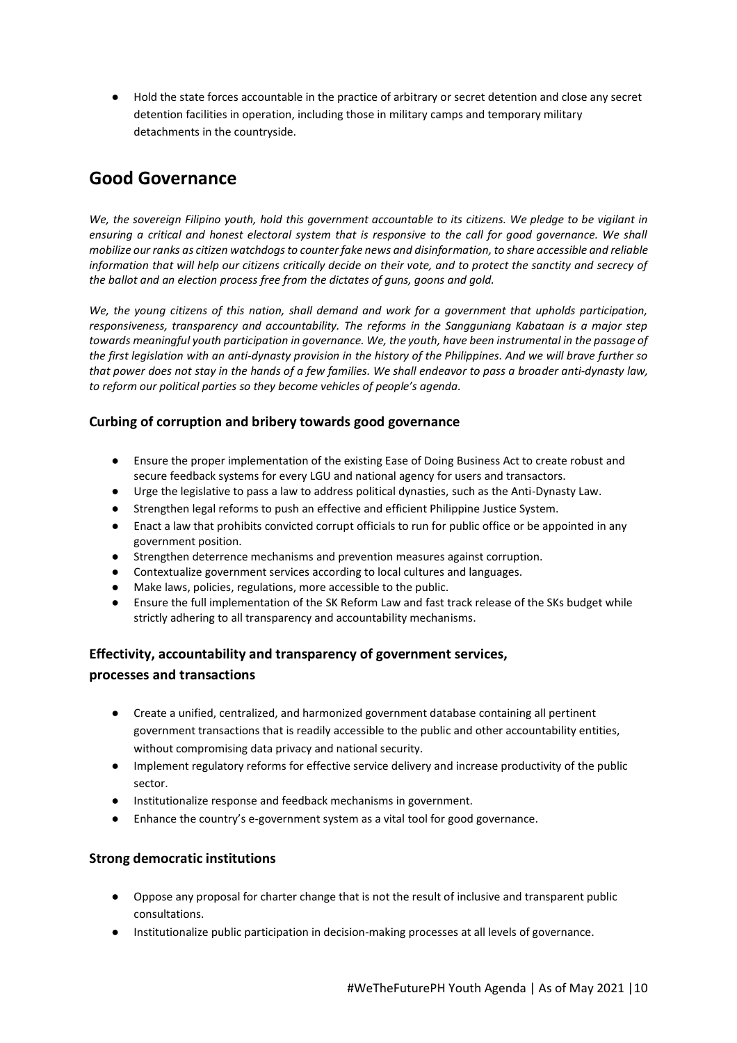- Hold the state forces accountable in the practice of arbitrary or secret detention and close any secret detention facilities in operation, including those in military camps and temporary military detachments in the countryside.

## Good Governance

*We, the sovereign Filipino youth, hold this government accountable to its citizens. We pledge to be vigilant in ensuring a critical and honest electoral system that is responsive to the call for good governance. We shall mobilize our ranks as citizen watchdogs to counter fake news and disinformation, to share accessible and reliable information that will help our citizens critically decide on their vote, and to protect the sanctity and secrecy of the ballot and an election process free from the dictates of guns, goons and gold.*

*We, the young citizens of this nation, shall demand and work for a government that upholds participation, responsiveness, transparency and accountability. The reforms in the Sangguniang Kabataan is a major step towards meaningful youth participation in governance. We, the youth, have been instrumental in the passage of the first legislation with an anti-dynasty provision in the history of the Philippines. And we will brave further so that power does not stay in the hands of a few families. We shall endeavor to pass a broader anti-dynasty law, to reform our political parties so they become vehicles of people's agenda.*

### Curbing of corruption and bribery towards good governance

- Ensure the proper implementation of the existing Ease of Doing Business Act to create robust and secure feedback systems for every LGU and national agency for users and transactors.
- Urge the legislative to pass a law to address political dynasties, such as the Anti-Dynasty Law.
- Strengthen legal reforms to push an effective and efficient Philippine Justice System.
- Enact a law that prohibits convicted corrupt officials to run for public office or be appointed in any government position.
- Strengthen deterrence mechanisms and prevention measures against corruption.
- Contextualize government services according to local cultures and languages.
- Make laws, policies, regulations, more accessible to the public.
- Ensure the full implementation of the SK Reform Law and fast track release of the SKs budget while strictly adhering to all transparency and accountability mechanisms.

### Effectivity, accountability and transparency of government services, processes and transactions

- Create a unified, centralized, and harmonized government database containing all pertinent government transactions that is readily accessible to the public and other accountability entities, without compromising data privacy and national security.
- Implement regulatory reforms for effective service delivery and increase productivity of the public sector.
- Institutionalize response and feedback mechanisms in government.
- Enhance the country's e-government system as a vital tool for good governance.

### Strong democratic institutions

- Oppose any proposal for charter change that is not the result of inclusive and transparent public consultations.
- Institutionalize public participation in decision-making processes at all levels of governance.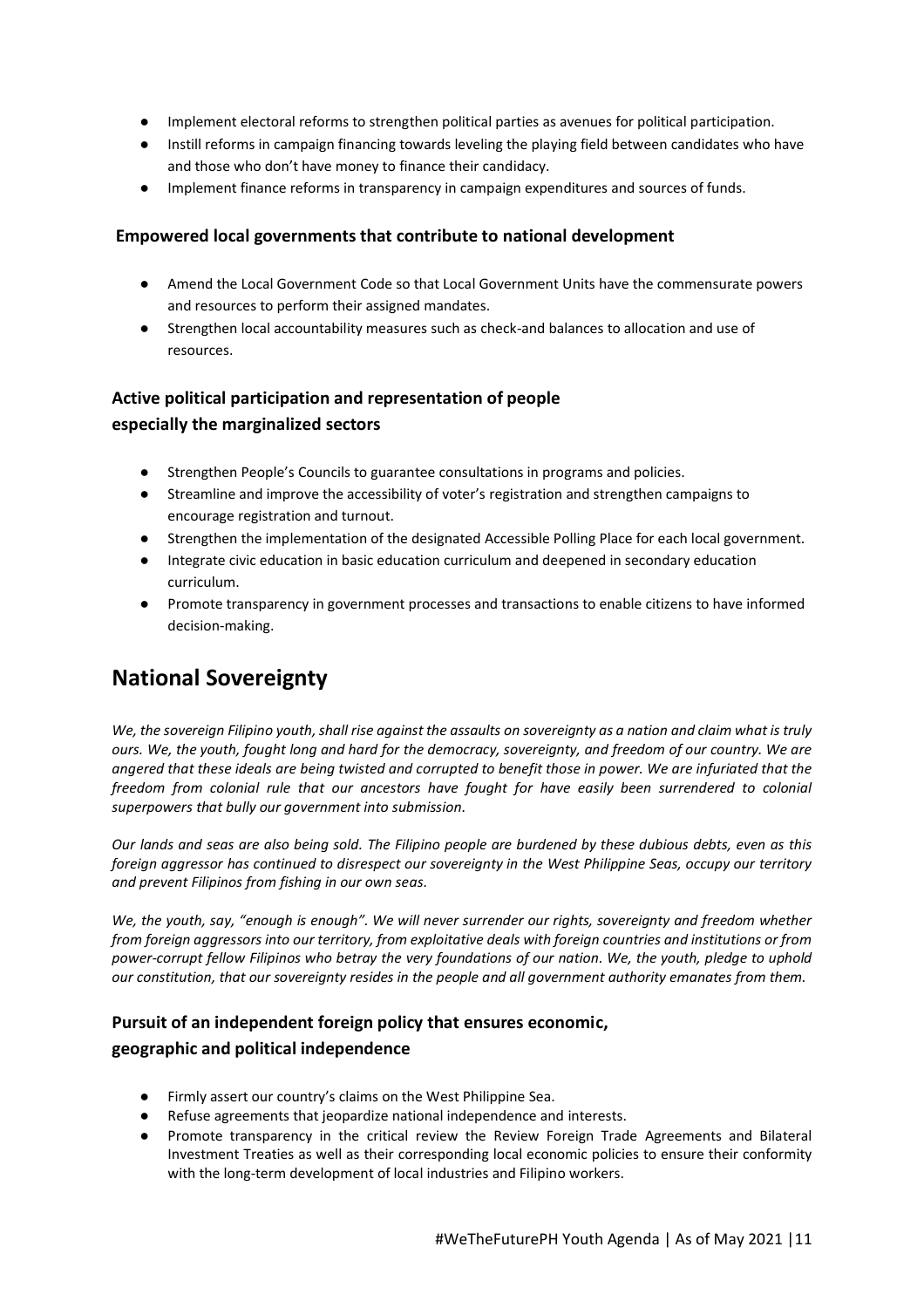- Implement electoral reforms to strengthen political parties as avenues for political participation.
- Instill reforms in campaign financing towards leveling the playing field between candidates who have and those who don't have money to finance their candidacy.
- Implement finance reforms in transparency in campaign expenditures and sources of funds.

**Empowered local governments that contribute to national development**

- Amend the Local Government Code so that Local Government Units have the commensurate powers and resources to perform their assigned mandates.
- Strengthen local accountability measures such as check-and balances to allocation and use of resources.

### Active political participation and representation of people especially the marginalized sectors

- Strengthen People's Councils to guarantee consultations in programs and policies.
- Streamline and improve the accessibility of voter's registration and strengthen campaigns to encourage registration and turnout.
- Strengthen the implementation of the designated Accessible Polling Place for each local government.
- Integrate civic education in basic education curriculum and deepened in secondary education curriculum.
- Promote transparency in government processes and transactions to enable citizens to have informed decision-making.

## National Sovereignty

*We, the sovereign Filipino youth, shall rise against the assaults on sovereignty as a nation and claim what is truly ours. We, the youth, fought long and hard for the democracy, sovereignty, and freedom of our country. We are angered that these ideals are being twisted and corrupted to benefit those in power. We are infuriated that the freedom from colonial rule that our ancestors have fought for have easily been surrendered to colonial superpowers that bully our government into submission.*

*Our lands and seas are also being sold. The Filipino people are burdened by these dubious debts, even as this foreign aggressor has continued to disrespect our sovereignty in the West Philippine Seas, occupy our territory and prevent Filipinos from fishing in our own seas.*

*We, the youth, say, "enough is enough". We will never surrender our rights, sovereignty and freedom whether from foreign aggressors into our territory, from exploitative deals with foreign countries and institutions or from power-corrupt fellow Filipinos who betray the very foundations of our nation. We, the youth, pledge to uphold our constitution, that our sovereignty resides in the people and all government authority emanates from them.*

### Pursuit of an independent foreign policy that ensures economic, geographic and political independence

- Firmly assert our country's claims on the West Philippine Sea.
- Refuse agreements that jeopardize national independence and interests.
- Promote transparency in the critical review the Review Foreign Trade Agreements and Bilateral Investment Treaties as well as their corresponding local economic policies to ensure their conformity with the long-term development of local industries and Filipino workers.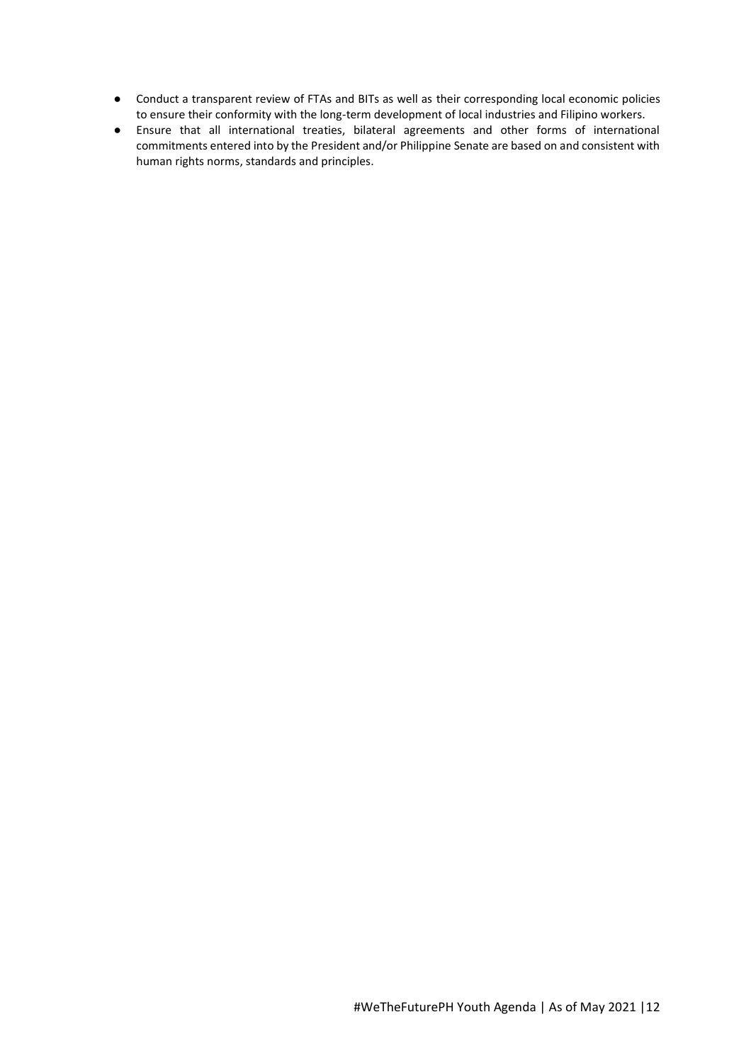- Conduct a transparent review of FTAs and BITs as well as their corresponding local economic policies to ensure their conformity with the long-term development of local industries and Filipino workers.
- Ensure that all international treaties, bilateral agreements and other forms of international commitments entered into by the President and/or Philippine Senate are based on and consistent with human rights norms, standards and principles.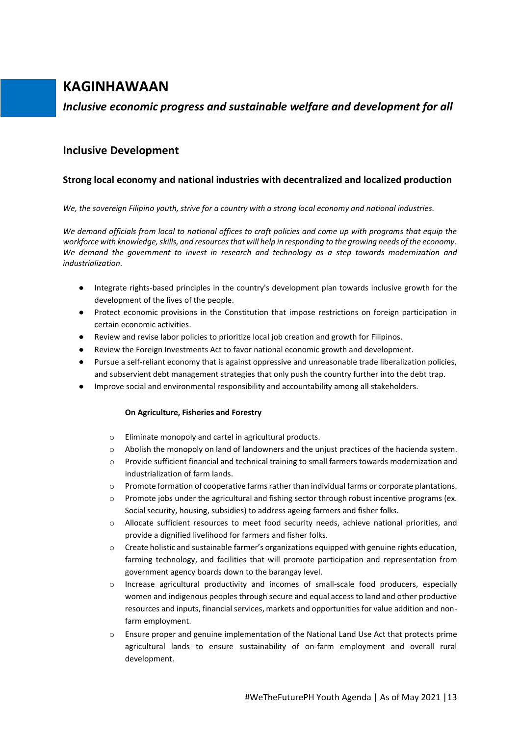# KAGINHAWAAN

*Inclusive economic progress and sustainable welfare and development for all*

## Inclusive Development

### Strong local economy and national industries with decentralized and localized production

*We, the sovereign Filipino youth, strive for a country with a strong local economy and national industries.*

*We demand officials from local to national offices to craft policies and come up with programs that equip the workforce with knowledge, skills, and resources that will help in responding to the growing needs of the economy. We demand the government to invest in research and technology as a step towards modernization and industrialization.*

- Integrate rights-based principles in the country's development plan towards inclusive growth for the development of the lives of the people.
- Protect economic provisions in the Constitution that impose restrictions on foreign participation in certain economic activities.
- Review and revise labor policies to prioritize local job creation and growth for Filipinos.
- Review the Foreign Investments Act to favor national economic growth and development.
- Pursue a self-reliant economy that is against oppressive and unreasonable trade liberalization policies, and subservient debt management strategies that only push the country further into the debt trap.
- Improve social and environmental responsibility and accountability among all stakeholders.

**On Agriculture, Fisheries and Forestry**

- Eliminate monopoly and cartel in agricultural products.
- Abolish the monopoly on land of landowners and the unjust practices of the hacienda system.
- Provide sufficient financial and technical training to small farmers towards modernization and industrialization of farm lands.
- Promote formation of cooperative farms rather than individual farms or corporate plantations.
- Promote jobs under the agricultural and fishing sector through robust incentive programs (ex. Social security, housing, subsidies) to address ageing farmers and fisher folks.
- Allocate sufficient resources to meet food security needs, achieve national priorities, and provide a dignified livelihood for farmers and fisher folks.
- Create holistic and sustainable farmer's organizations equipped with genuine rights education, farming technology, and facilities that will promote participation and representation from government agency boards down to the barangay level.
- Increase agricultural productivity and incomes of small-scale food producers, especially women and indigenous peoples through secure and equal access to land and other productive resources and inputs, financial services, markets and opportunities for value addition and non-farm employment.
- Ensure proper and genuine implementation of the National Land Use Act that protects prime agricultural lands to ensure sustainability of on-farm employment and overall rural development.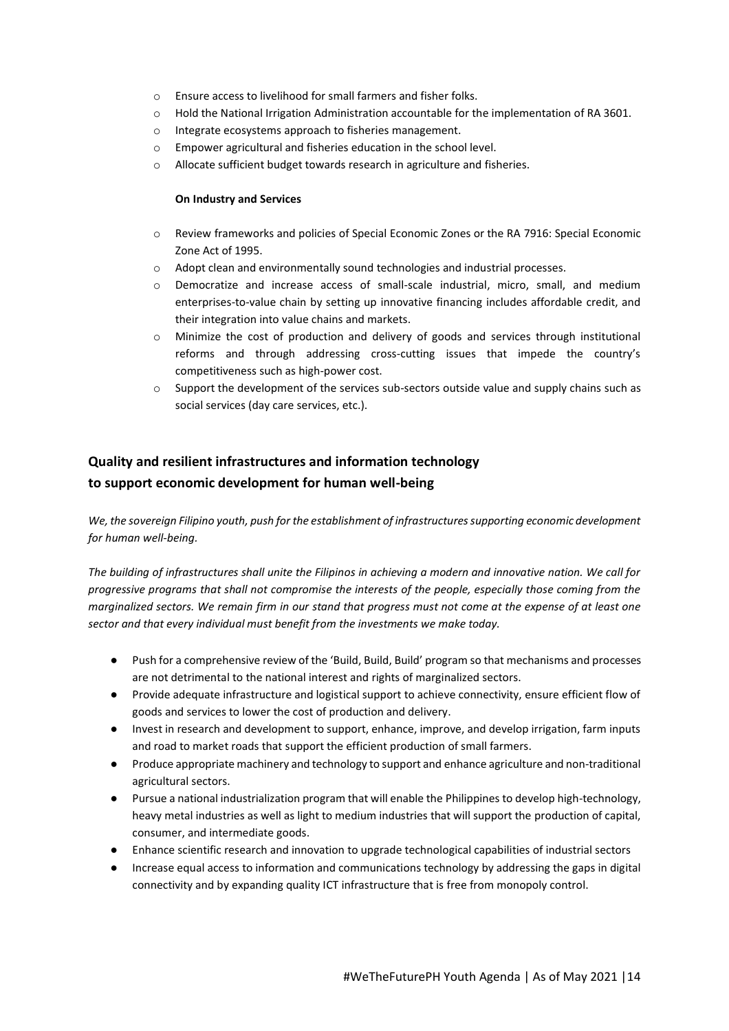- Ensure access to livelihood for small farmers and fisher folks.
- Hold the National Irrigation Administration accountable for the implementation of RA 3601.
- Integrate ecosystems approach to fisheries management.
- Empower agricultural and fisheries education in the school level.
- Allocate sufficient budget towards research in agriculture and fisheries.

**On Industry and Services**

- Review frameworks and policies of Special Economic Zones or the RA 7916: Special Economic Zone Act of 1995.
- Adopt clean and environmentally sound technologies and industrial processes.
- Democratize and increase access of small-scale industrial, micro, small, and medium enterprises-to-value chain by setting up innovative financing includes affordable credit, and their integration into value chains and markets.
- Minimize the cost of production and delivery of goods and services through institutional reforms and through addressing cross-cutting issues that impede the country's competitiveness such as high-power cost.
- Support the development of the services sub-sectors outside value and supply chains such as social services (day care services, etc.).

## Quality and resilient infrastructures and information technology to support economic development for human well-being

*We, the sovereign Filipino youth, push for the establishment of infrastructures supporting economic development for human well-being.*

*The building of infrastructures shall unite the Filipinos in achieving a modern and innovative nation. We call for progressive programs that shall not compromise the interests of the people, especially those coming from the marginalized sectors. We remain firm in our stand that progress must not come at the expense of at least one sector and that every individual must benefit from the investments we make today.*

- Push for a comprehensive review of the 'Build, Build, Build' program so that mechanisms and processes are not detrimental to the national interest and rights of marginalized sectors.
- Provide adequate infrastructure and logistical support to achieve connectivity, ensure efficient flow of goods and services to lower the cost of production and delivery.
- Invest in research and development to support, enhance, improve, and develop irrigation, farm inputs and road to market roads that support the efficient production of small farmers.
- Produce appropriate machinery and technology to support and enhance agriculture and non-traditional agricultural sectors.
- Pursue a national industrialization program that will enable the Philippines to develop high-technology, heavy metal industries as well as light to medium industries that will support the production of capital, consumer, and intermediate goods.
- Enhance scientific research and innovation to upgrade technological capabilities of industrial sectors
- Increase equal access to information and communications technology by addressing the gaps in digital connectivity and by expanding quality ICT infrastructure that is free from monopoly control.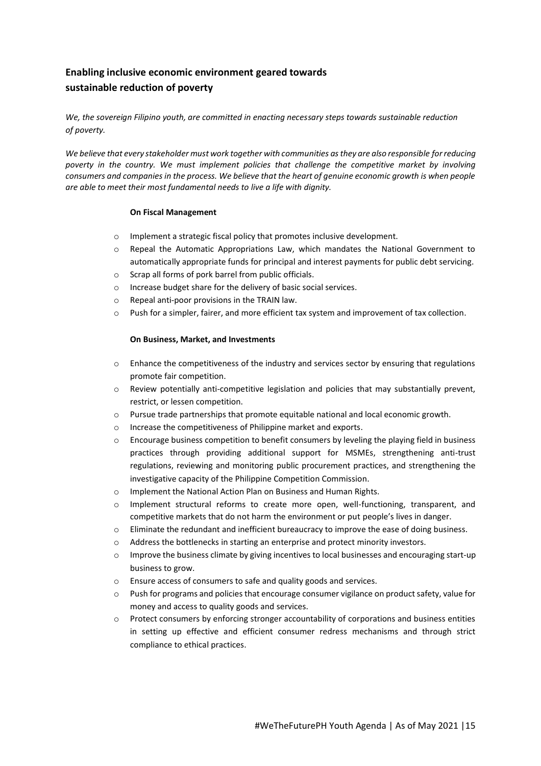## Enabling inclusive economic environment geared towards sustainable reduction of poverty

*We, the sovereign Filipino youth, are committed in enacting necessary steps towards sustainable reduction of poverty.*

*We believe that every stakeholder must work together with communities as they are also responsible for reducing poverty in the country. We must implement policies that challenge the competitive market by involving consumers and companies in the process. We believe that the heart of genuine economic growth is when people are able to meet their most fundamental needs to live a life with dignity.*

#### On Fiscal Management

- Implement a strategic fiscal policy that promotes inclusive development.
- Repeal the Automatic Appropriations Law, which mandates the National Government to automatically appropriate funds for principal and interest payments for public debt servicing.
- Scrap all forms of pork barrel from public officials.
- Increase budget share for the delivery of basic social services.
- Repeal anti-poor provisions in the TRAIN law.
- Push for a simpler, fairer, and more efficient tax system and improvement of tax collection.

#### On Business, Market, and Investments

- Enhance the competitiveness of the industry and services sector by ensuring that regulations promote fair competition.
- Review potentially anti-competitive legislation and policies that may substantially prevent, restrict, or lessen competition.
- Pursue trade partnerships that promote equitable national and local economic growth.
- Increase the competitiveness of Philippine market and exports.
- Encourage business competition to benefit consumers by leveling the playing field in business practices through providing additional support for MSMEs, strengthening anti-trust regulations, reviewing and monitoring public procurement practices, and strengthening the investigative capacity of the Philippine Competition Commission.
- Implement the National Action Plan on Business and Human Rights.
- Implement structural reforms to create more open, well-functioning, transparent, and competitive markets that do not harm the environment or put people's lives in danger.
- Eliminate the redundant and inefficient bureaucracy to improve the ease of doing business.
- Address the bottlenecks in starting an enterprise and protect minority investors.
- Improve the business climate by giving incentives to local businesses and encouraging start-up business to grow.
- Ensure access of consumers to safe and quality goods and services.
- Push for programs and policies that encourage consumer vigilance on product safety, value for money and access to quality goods and services.
- Protect consumers by enforcing stronger accountability of corporations and business entities in setting up effective and efficient consumer redress mechanisms and through strict compliance to ethical practices.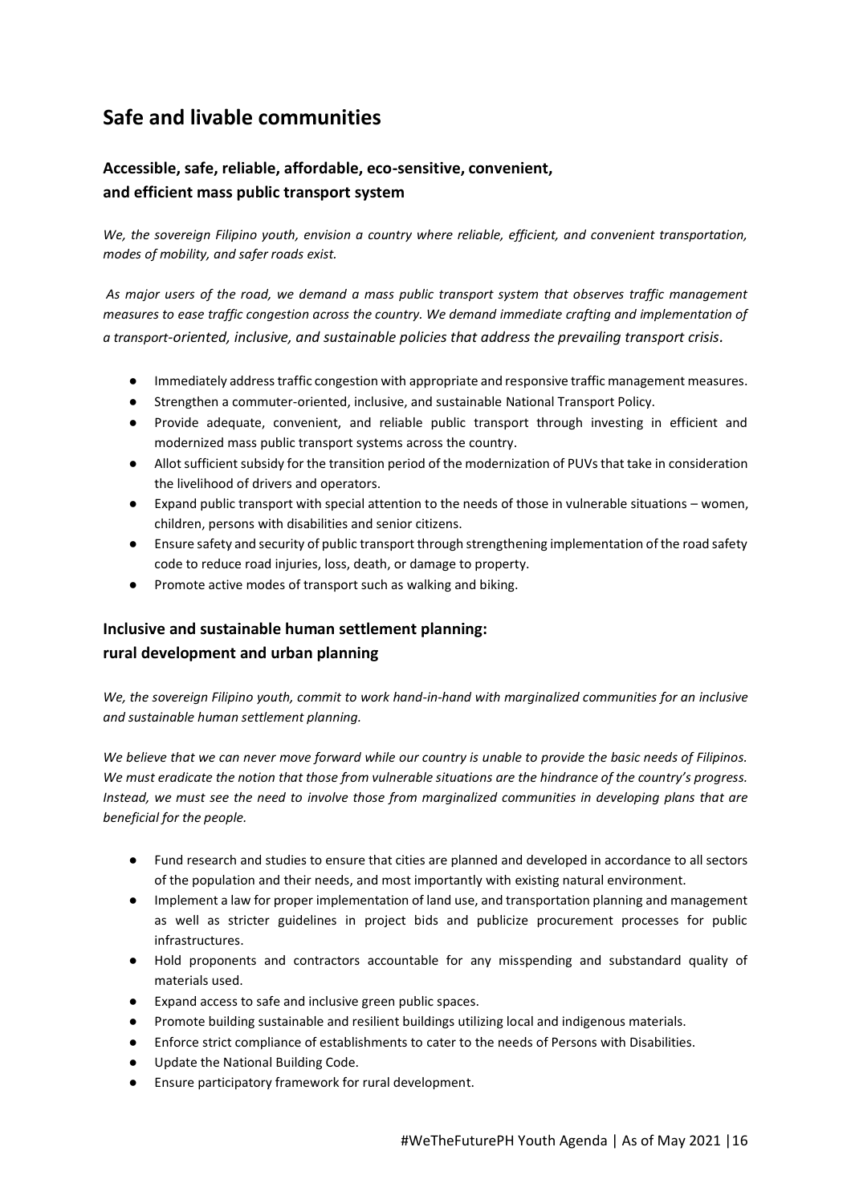# Safe and livable communities

## Accessible, safe, reliable, affordable, eco-sensitive, convenient, and efficient mass public transport system

*We, the sovereign Filipino youth, envision a country where reliable, efficient, and convenient transportation, modes of mobility, and safer roads exist.*

*As major users of the road, we demand a mass public transport system that observes traffic management measures to ease traffic congestion across the country. We demand immediate crafting and implementation of a transport-oriented, inclusive, and sustainable policies that address the prevailing transport crisis.*

- Immediately address traffic congestion with appropriate and responsive traffic management measures.
- Strengthen a commuter-oriented, inclusive, and sustainable National Transport Policy.
- Provide adequate, convenient, and reliable public transport through investing in efficient and modernized mass public transport systems across the country.
- Allot sufficient subsidy for the transition period of the modernization of PUVs that take in consideration the livelihood of drivers and operators.
- Expand public transport with special attention to the needs of those in vulnerable situations – women, children, persons with disabilities and senior citizens.
- Ensure safety and security of public transport through strengthening implementation of the road safety code to reduce road injuries, loss, death, or damage to property.
- Promote active modes of transport such as walking and biking.

## Inclusive and sustainable human settlement planning: rural development and urban planning

*We, the sovereign Filipino youth, commit to work hand-in-hand with marginalized communities for an inclusive and sustainable human settlement planning.*

*We believe that we can never move forward while our country is unable to provide the basic needs of Filipinos. We must eradicate the notion that those from vulnerable situations are the hindrance of the country's progress. Instead, we must see the need to involve those from marginalized communities in developing plans that are beneficial for the people.*

- Fund research and studies to ensure that cities are planned and developed in accordance to all sectors of the population and their needs, and most importantly with existing natural environment.
- Implement a law for proper implementation of land use, and transportation planning and management as well as stricter guidelines in project bids and publicize procurement processes for public infrastructures.
- Hold proponents and contractors accountable for any misspending and substandard quality of materials used.
- Expand access to safe and inclusive green public spaces.
- Promote building sustainable and resilient buildings utilizing local and indigenous materials.
- Enforce strict compliance of establishments to cater to the needs of Persons with Disabilities.
- Update the National Building Code.
- Ensure participatory framework for rural development.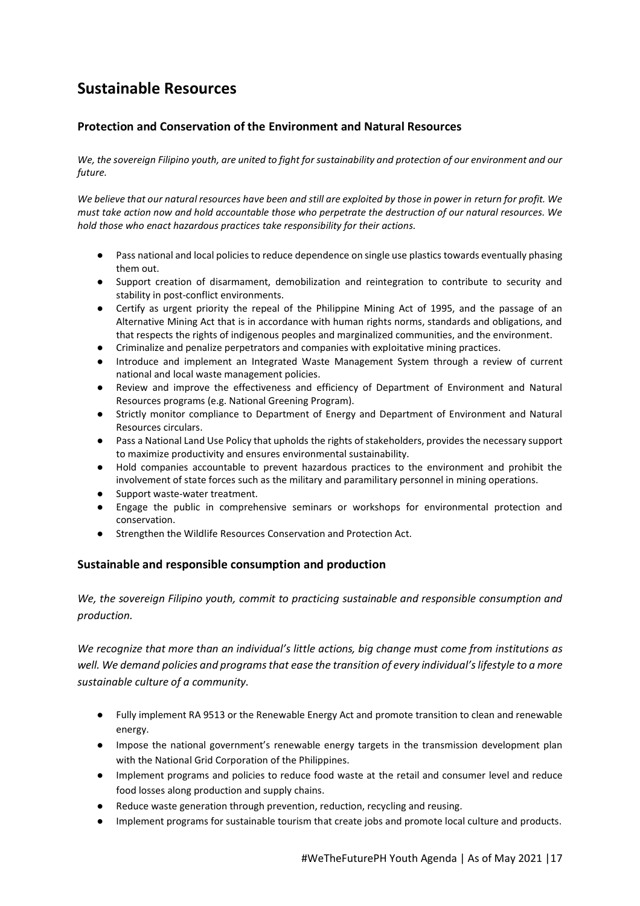# Sustainable Resources

## Protection and Conservation of the Environment and Natural Resources

*We, the sovereign Filipino youth, are united to fight for sustainability and protection of our environment and our future.*

*We believe that our natural resources have been and still are exploited by those in power in return for profit. We must take action now and hold accountable those who perpetrate the destruction of our natural resources. We hold those who enact hazardous practices take responsibility for their actions.*

- Pass national and local policies to reduce dependence on single use plastics towards eventually phasing them out.
- Support creation of disarmament, demobilization and reintegration to contribute to security and stability in post-conflict environments.
- Certify as urgent priority the repeal of the Philippine Mining Act of 1995, and the passage of an Alternative Mining Act that is in accordance with human rights norms, standards and obligations, and that respects the rights of indigenous peoples and marginalized communities, and the environment.
- Criminalize and penalize perpetrators and companies with exploitative mining practices.
- Introduce and implement an Integrated Waste Management System through a review of current national and local waste management policies.
- Review and improve the effectiveness and efficiency of Department of Environment and Natural Resources programs (e.g. National Greening Program).
- Strictly monitor compliance to Department of Energy and Department of Environment and Natural Resources circulars.
- Pass a National Land Use Policy that upholds the rights of stakeholders, provides the necessary support to maximize productivity and ensures environmental sustainability.
- Hold companies accountable to prevent hazardous practices to the environment and prohibit the involvement of state forces such as the military and paramilitary personnel in mining operations.
- Support waste-water treatment.
- Engage the public in comprehensive seminars or workshops for environmental protection and conservation.
- Strengthen the Wildlife Resources Conservation and Protection Act.

## Sustainable and responsible consumption and production

*We, the sovereign Filipino youth, commit to practicing sustainable and responsible consumption and production.*

*We recognize that more than an individual's little actions, big change must come from institutions as well. We demand policies and programs that ease the transition of every individual's lifestyle to a more sustainable culture of a community.*

- Fully implement RA 9513 or the Renewable Energy Act and promote transition to clean and renewable energy.
- Impose the national government's renewable energy targets in the transmission development plan with the National Grid Corporation of the Philippines.
- Implement programs and policies to reduce food waste at the retail and consumer level and reduce food losses along production and supply chains.
- Reduce waste generation through prevention, reduction, recycling and reusing.
- Implement programs for sustainable tourism that create jobs and promote local culture and products.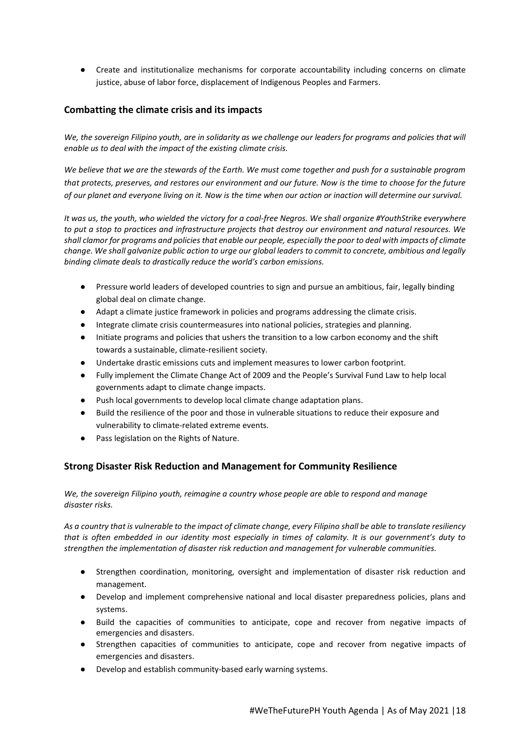- Create and institutionalize mechanisms for corporate accountability including concerns on climate justice, abuse of labor force, displacement of Indigenous Peoples and Farmers.

## Combatting the climate crisis and its impacts

*We, the sovereign Filipino youth, are in solidarity as we challenge our leaders for programs and policies that will enable us to deal with the impact of the existing climate crisis.*

*We believe that we are the stewards of the Earth. We must come together and push for a sustainable program that protects, preserves, and restores our environment and our future. Now is the time to choose for the future of our planet and everyone living on it. Now is the time when our action or inaction will determine our survival.*

*It was us, the youth, who wielded the victory for a coal-free Negros. We shall organize #YouthStrike everywhere to put a stop to practices and infrastructure projects that destroy our environment and natural resources. We shall clamor for programs and policies that enable our people, especially the poor to deal with impacts of climate change. We shall galvanize public action to urge our global leaders to commit to concrete, ambitious and legally binding climate deals to drastically reduce the world's carbon emissions.*

- Pressure world leaders of developed countries to sign and pursue an ambitious, fair, legally binding global deal on climate change.
- Adapt a climate justice framework in policies and programs addressing the climate crisis.
- Integrate climate crisis countermeasures into national policies, strategies and planning.
- Initiate programs and policies that ushers the transition to a low carbon economy and the shift towards a sustainable, climate-resilient society.
- Undertake drastic emissions cuts and implement measures to lower carbon footprint.
- Fully implement the Climate Change Act of 2009 and the People's Survival Fund Law to help local governments adapt to climate change impacts.
- Push local governments to develop local climate change adaptation plans.
- Build the resilience of the poor and those in vulnerable situations to reduce their exposure and vulnerability to climate-related extreme events.
- Pass legislation on the Rights of Nature.

## Strong Disaster Risk Reduction and Management for Community Resilience

*We, the sovereign Filipino youth, reimagine a country whose people are able to respond and manage disaster risks.*

*As a country that is vulnerable to the impact of climate change, every Filipino shall be able to translate resiliency that is often embedded in our identity most especially in times of calamity. It is our government's duty to strengthen the implementation of disaster risk reduction and management for vulnerable communities.*

- Strengthen coordination, monitoring, oversight and implementation of disaster risk reduction and management.
- Develop and implement comprehensive national and local disaster preparedness policies, plans and systems.
- Build the capacities of communities to anticipate, cope and recover from negative impacts of emergencies and disasters.
- Strengthen capacities of communities to anticipate, cope and recover from negative impacts of emergencies and disasters.
- Develop and establish community-based early warning systems.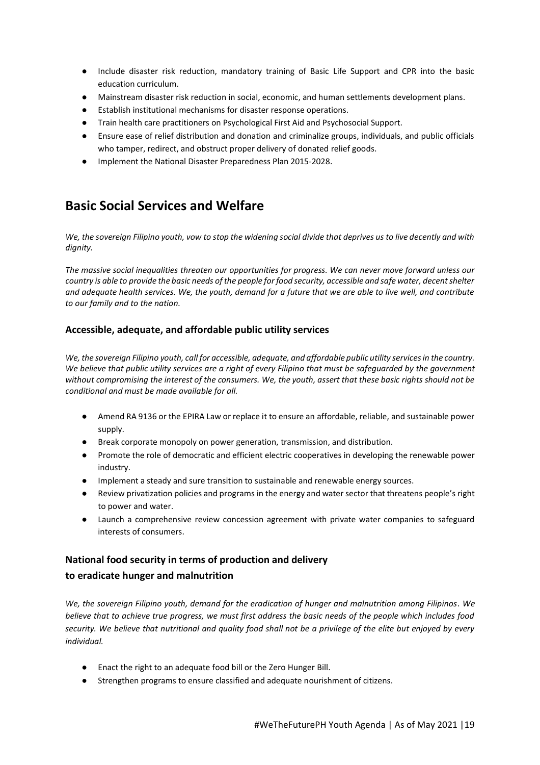- Include disaster risk reduction, mandatory training of Basic Life Support and CPR into the basic education curriculum.
- Mainstream disaster risk reduction in social, economic, and human settlements development plans.
- Establish institutional mechanisms for disaster response operations.
- Train health care practitioners on Psychological First Aid and Psychosocial Support.
- Ensure ease of relief distribution and donation and criminalize groups, individuals, and public officials who tamper, redirect, and obstruct proper delivery of donated relief goods.
- Implement the National Disaster Preparedness Plan 2015-2028.

## Basic Social Services and Welfare

*We, the sovereign Filipino youth, vow to stop the widening social divide that deprives us to live decently and with dignity.*

*The massive social inequalities threaten our opportunities for progress. We can never move forward unless our country is able to provide the basic needs of the people for food security, accessible and safe water, decent shelter and adequate health services. We, the youth, demand for a future that we are able to live well, and contribute to our family and to the nation.*

### Accessible, adequate, and affordable public utility services

*We, the sovereign Filipino youth, call for accessible, adequate, and affordable public utility services in the country. We believe that public utility services are a right of every Filipino that must be safeguarded by the government without compromising the interest of the consumers. We, the youth, assert that these basic rights should not be conditional and must be made available for all.*

- Amend RA 9136 or the EPIRA Law or replace it to ensure an affordable, reliable, and sustainable power supply.
- Break corporate monopoly on power generation, transmission, and distribution.
- Promote the role of democratic and efficient electric cooperatives in developing the renewable power industry.
- Implement a steady and sure transition to sustainable and renewable energy sources.
- Review privatization policies and programs in the energy and water sector that threatens people's right to power and water.
- Launch a comprehensive review concession agreement with private water companies to safeguard interests of consumers.

### National food security in terms of production and delivery to eradicate hunger and malnutrition

*We, the sovereign Filipino youth, demand for the eradication of hunger and malnutrition among Filipinos. We believe that to achieve true progress, we must first address the basic needs of the people which includes food security. We believe that nutritional and quality food shall not be a privilege of the elite but enjoyed by every individual.*

- Enact the right to an adequate food bill or the Zero Hunger Bill.
- Strengthen programs to ensure classified and adequate nourishment of citizens.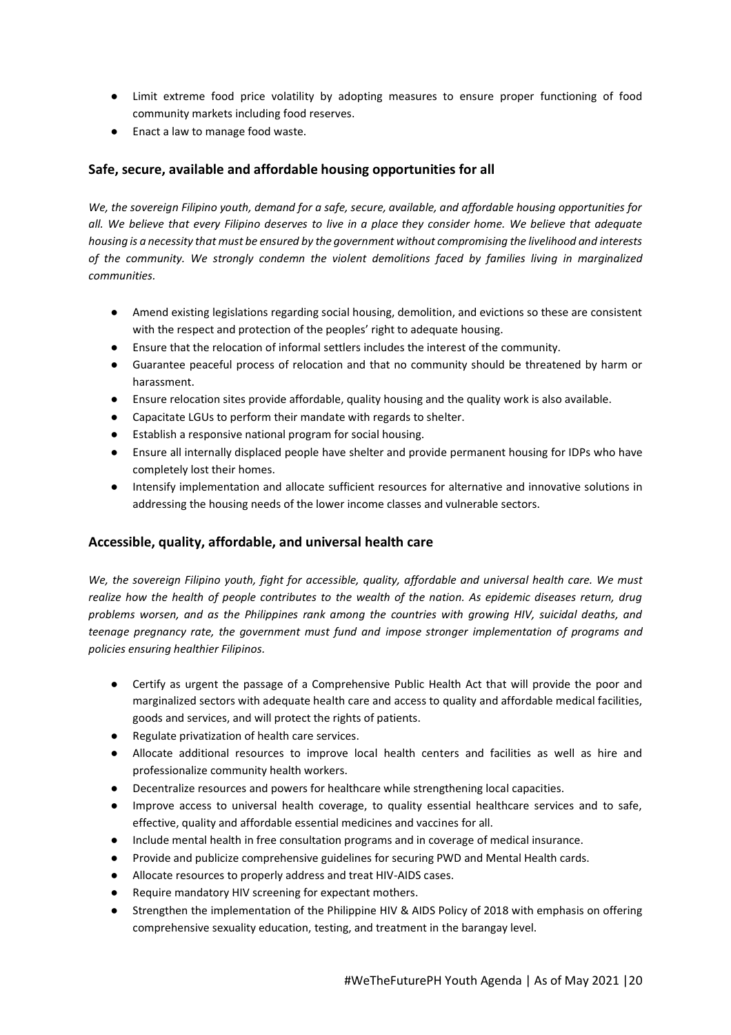- Limit extreme food price volatility by adopting measures to ensure proper functioning of food community markets including food reserves.
- Enact a law to manage food waste.

### Safe, secure, available and affordable housing opportunities for all

*We, the sovereign Filipino youth, demand for a safe, secure, available, and affordable housing opportunities for all. We believe that every Filipino deserves to live in a place they consider home. We believe that adequate housing is a necessity that must be ensured by the government without compromising the livelihood and interests of the community. We strongly condemn the violent demolitions faced by families living in marginalized communities.*

- Amend existing legislations regarding social housing, demolition, and evictions so these are consistent with the respect and protection of the peoples' right to adequate housing.
- Ensure that the relocation of informal settlers includes the interest of the community.
- Guarantee peaceful process of relocation and that no community should be threatened by harm or harassment.
- Ensure relocation sites provide affordable, quality housing and the quality work is also available.
- Capacitate LGUs to perform their mandate with regards to shelter.
- Establish a responsive national program for social housing.
- Ensure all internally displaced people have shelter and provide permanent housing for IDPs who have completely lost their homes.
- Intensify implementation and allocate sufficient resources for alternative and innovative solutions in addressing the housing needs of the lower income classes and vulnerable sectors.

### Accessible, quality, affordable, and universal health care

*We, the sovereign Filipino youth, fight for accessible, quality, affordable and universal health care. We must realize how the health of people contributes to the wealth of the nation. As epidemic diseases return, drug problems worsen, and as the Philippines rank among the countries with growing HIV, suicidal deaths, and teenage pregnancy rate, the government must fund and impose stronger implementation of programs and policies ensuring healthier Filipinos.*

- Certify as urgent the passage of a Comprehensive Public Health Act that will provide the poor and marginalized sectors with adequate health care and access to quality and affordable medical facilities, goods and services, and will protect the rights of patients.
- Regulate privatization of health care services.
- Allocate additional resources to improve local health centers and facilities as well as hire and professionalize community health workers.
- Decentralize resources and powers for healthcare while strengthening local capacities.
- Improve access to universal health coverage, to quality essential healthcare services and to safe, effective, quality and affordable essential medicines and vaccines for all.
- Include mental health in free consultation programs and in coverage of medical insurance.
- Provide and publicize comprehensive guidelines for securing PWD and Mental Health cards.
- Allocate resources to properly address and treat HIV-AIDS cases.
- Require mandatory HIV screening for expectant mothers.
- Strengthen the implementation of the Philippine HIV & AIDS Policy of 2018 with emphasis on offering comprehensive sexuality education, testing, and treatment in the barangay level.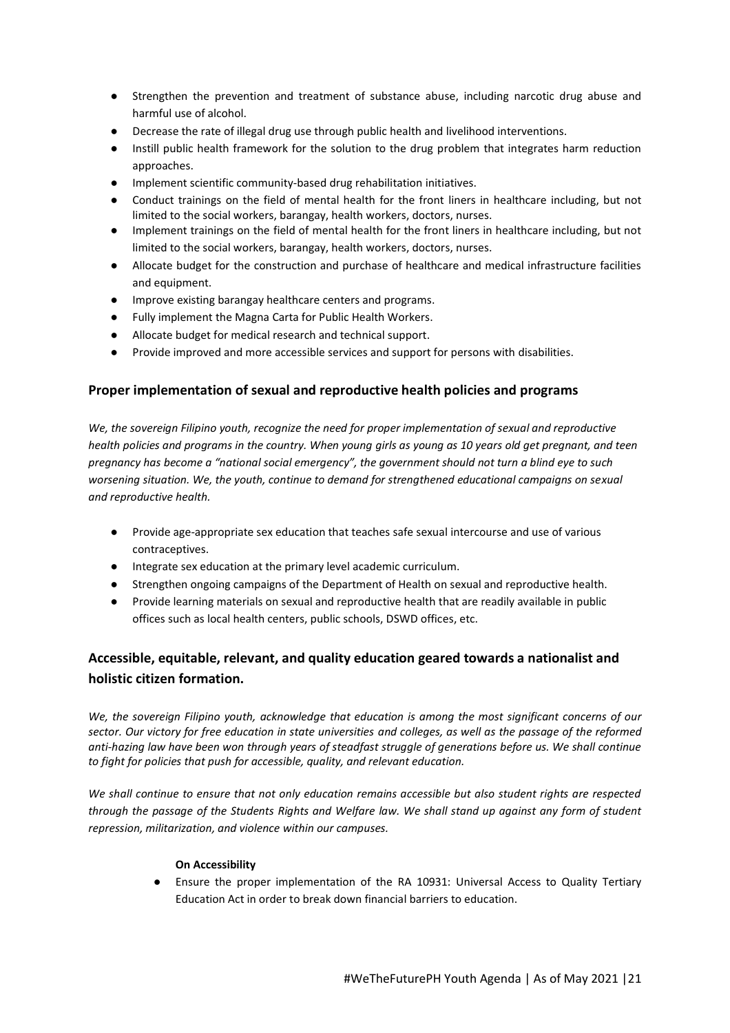- Strengthen the prevention and treatment of substance abuse, including narcotic drug abuse and harmful use of alcohol.
- Decrease the rate of illegal drug use through public health and livelihood interventions.
- Instill public health framework for the solution to the drug problem that integrates harm reduction approaches.
- Implement scientific community-based drug rehabilitation initiatives.
- Conduct trainings on the field of mental health for the front liners in healthcare including, but not limited to the social workers, barangay, health workers, doctors, nurses.
- Implement trainings on the field of mental health for the front liners in healthcare including, but not limited to the social workers, barangay, health workers, doctors, nurses.
- Allocate budget for the construction and purchase of healthcare and medical infrastructure facilities and equipment.
- Improve existing barangay healthcare centers and programs.
- Fully implement the Magna Carta for Public Health Workers.
- Allocate budget for medical research and technical support.
- Provide improved and more accessible services and support for persons with disabilities.

### Proper implementation of sexual and reproductive health policies and programs

*We, the sovereign Filipino youth, recognize the need for proper implementation of sexual and reproductive health policies and programs in the country. When young girls as young as 10 years old get pregnant, and teen pregnancy has become a "national social emergency", the government should not turn a blind eye to such worsening situation. We, the youth, continue to demand for strengthened educational campaigns on sexual and reproductive health.*

- Provide age-appropriate sex education that teaches safe sexual intercourse and use of various contraceptives.
- Integrate sex education at the primary level academic curriculum.
- Strengthen ongoing campaigns of the Department of Health on sexual and reproductive health.
- Provide learning materials on sexual and reproductive health that are readily available in public offices such as local health centers, public schools, DSWD offices, etc.

### Accessible, equitable, relevant, and quality education geared towards a nationalist and holistic citizen formation.

*We, the sovereign Filipino youth, acknowledge that education is among the most significant concerns of our sector. Our victory for free education in state universities and colleges, as well as the passage of the reformed anti-hazing law have been won through years of steadfast struggle of generations before us. We shall continue to fight for policies that push for accessible, quality, and relevant education.*

*We shall continue to ensure that not only education remains accessible but also student rights are respected through the passage of the Students Rights and Welfare law. We shall stand up against any form of student repression, militarization, and violence within our campuses.*

**On Accessibility**

- Ensure the proper implementation of the RA 10931: Universal Access to Quality Tertiary Education Act in order to break down financial barriers to education.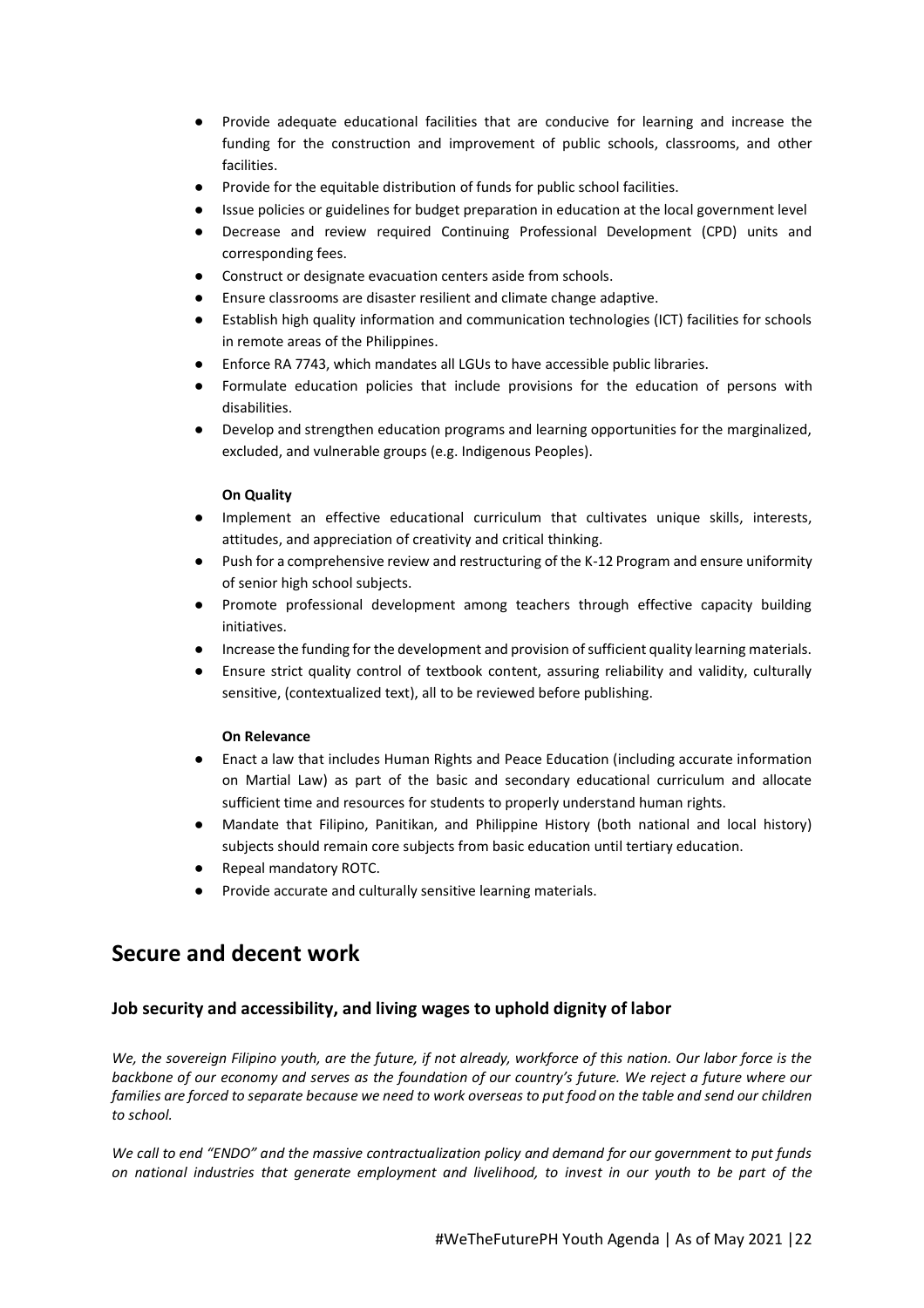- Provide adequate educational facilities that are conducive for learning and increase the funding for the construction and improvement of public schools, classrooms, and other facilities.
- Provide for the equitable distribution of funds for public school facilities.
- Issue policies or guidelines for budget preparation in education at the local government level
- Decrease and review required Continuing Professional Development (CPD) units and corresponding fees.
- Construct or designate evacuation centers aside from schools.
- Ensure classrooms are disaster resilient and climate change adaptive.
- Establish high quality information and communication technologies (ICT) facilities for schools in remote areas of the Philippines.
- Enforce RA 7743, which mandates all LGUs to have accessible public libraries.
- Formulate education policies that include provisions for the education of persons with disabilities.
- Develop and strengthen education programs and learning opportunities for the marginalized, excluded, and vulnerable groups (e.g. Indigenous Peoples).

**On Quality**

- Implement an effective educational curriculum that cultivates unique skills, interests, attitudes, and appreciation of creativity and critical thinking.
- Push for a comprehensive review and restructuring of the K-12 Program and ensure uniformity of senior high school subjects.
- Promote professional development among teachers through effective capacity building initiatives.
- Increase the funding for the development and provision of sufficient quality learning materials.
- Ensure strict quality control of textbook content, assuring reliability and validity, culturally sensitive, (contextualized text), all to be reviewed before publishing.

**On Relevance**

- Enact a law that includes Human Rights and Peace Education (including accurate information on Martial Law) as part of the basic and secondary educational curriculum and allocate sufficient time and resources for students to properly understand human rights.
- Mandate that Filipino, Panitikan, and Philippine History (both national and local history) subjects should remain core subjects from basic education until tertiary education.
- Repeal mandatory ROTC.
- Provide accurate and culturally sensitive learning materials.

## Secure and decent work

### Job security and accessibility, and living wages to uphold dignity of labor

*We, the sovereign Filipino youth, are the future, if not already, workforce of this nation. Our labor force is the backbone of our economy and serves as the foundation of our country's future. We reject a future where our families are forced to separate because we need to work overseas to put food on the table and send our children to school.*

*We call to end "ENDO" and the massive contractualization policy and demand for our government to put funds on national industries that generate employment and livelihood, to invest in our youth to be part of the*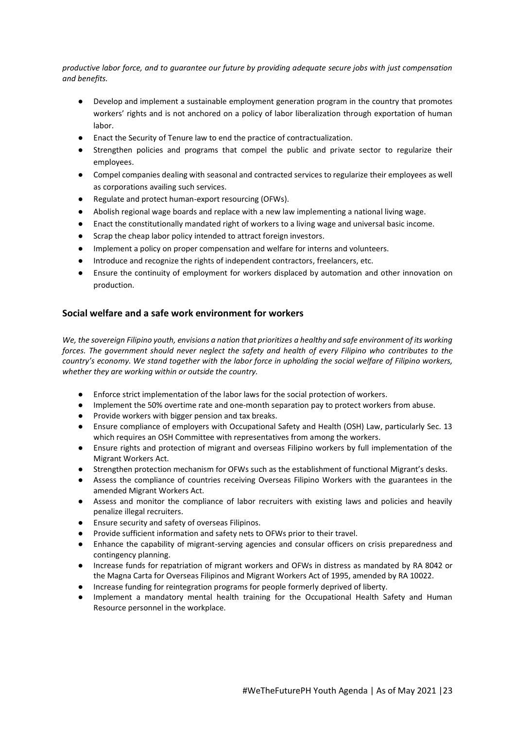*productive labor force, and to guarantee our future by providing adequate secure jobs with just compensation and benefits.*

- Develop and implement a sustainable employment generation program in the country that promotes workers' rights and is not anchored on a policy of labor liberalization through exportation of human labor.
- Enact the Security of Tenure law to end the practice of contractualization.
- Strengthen policies and programs that compel the public and private sector to regularize their employees.
- Compel companies dealing with seasonal and contracted services to regularize their employees as well as corporations availing such services.
- Regulate and protect human-export resourcing (OFWs).
- Abolish regional wage boards and replace with a new law implementing a national living wage.
- Enact the constitutionally mandated right of workers to a living wage and universal basic income.
- Scrap the cheap labor policy intended to attract foreign investors.
- Implement a policy on proper compensation and welfare for interns and volunteers.
- Introduce and recognize the rights of independent contractors, freelancers, etc.
- Ensure the continuity of employment for workers displaced by automation and other innovation on production.

## Social welfare and a safe work environment for workers

*We, the sovereign Filipino youth, envisions a nation that prioritizes a healthy and safe environment of its working forces. The government should never neglect the safety and health of every Filipino who contributes to the country's economy. We stand together with the labor force in upholding the social welfare of Filipino workers, whether they are working within or outside the country.*

- Enforce strict implementation of the labor laws for the social protection of workers.
- Implement the 50% overtime rate and one-month separation pay to protect workers from abuse.
- Provide workers with bigger pension and tax breaks.
- Ensure compliance of employers with Occupational Safety and Health (OSH) Law, particularly Sec. 13 which requires an OSH Committee with representatives from among the workers.
- Ensure rights and protection of migrant and overseas Filipino workers by full implementation of the Migrant Workers Act.
- Strengthen protection mechanism for OFWs such as the establishment of functional Migrant's desks.
- Assess the compliance of countries receiving Overseas Filipino Workers with the guarantees in the amended Migrant Workers Act.
- Assess and monitor the compliance of labor recruiters with existing laws and policies and heavily penalize illegal recruiters.
- Ensure security and safety of overseas Filipinos.
- Provide sufficient information and safety nets to OFWs prior to their travel.
- Enhance the capability of migrant-serving agencies and consular officers on crisis preparedness and contingency planning.
- Increase funds for repatriation of migrant workers and OFWs in distress as mandated by RA 8042 or the Magna Carta for Overseas Filipinos and Migrant Workers Act of 1995, amended by RA 10022.
- Increase funding for reintegration programs for people formerly deprived of liberty.
- Implement a mandatory mental health training for the Occupational Health Safety and Human Resource personnel in the workplace.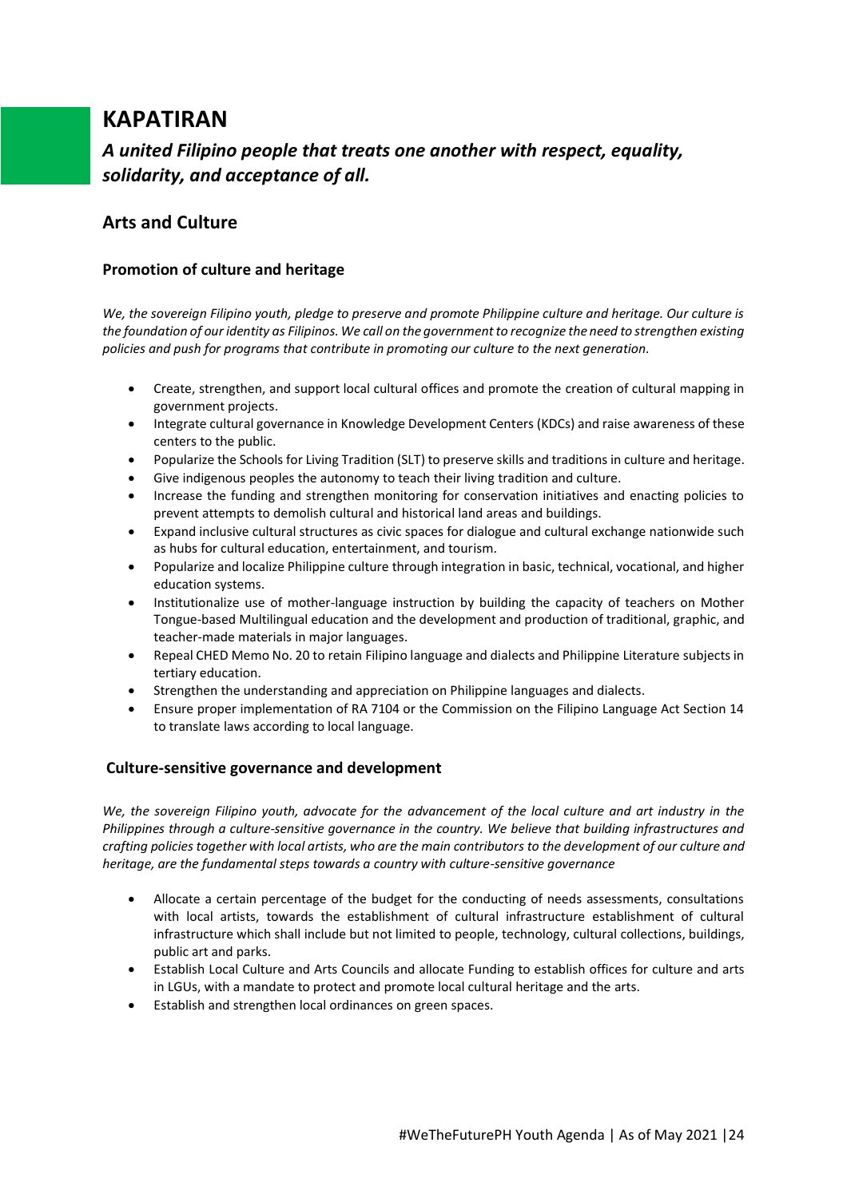# KAPATIRAN

***A united Filipino people that treats one another with respect, equality, solidarity, and acceptance of all.***

## Arts and Culture

### Promotion of culture and heritage

*We, the sovereign Filipino youth, pledge to preserve and promote Philippine culture and heritage. Our culture is the foundation of our identity as Filipinos. We call on the government to recognize the need to strengthen existing policies and push for programs that contribute in promoting our culture to the next generation.*

- Create, strengthen, and support local cultural offices and promote the creation of cultural mapping in government projects.
- Integrate cultural governance in Knowledge Development Centers (KDCs) and raise awareness of these centers to the public.
- Popularize the Schools for Living Tradition (SLT) to preserve skills and traditions in culture and heritage.
- Give indigenous peoples the autonomy to teach their living tradition and culture.
- Increase the funding and strengthen monitoring for conservation initiatives and enacting policies to prevent attempts to demolish cultural and historical land areas and buildings.
- Expand inclusive cultural structures as civic spaces for dialogue and cultural exchange nationwide such as hubs for cultural education, entertainment, and tourism.
- Popularize and localize Philippine culture through integration in basic, technical, vocational, and higher education systems.
- Institutionalize use of mother-language instruction by building the capacity of teachers on Mother Tongue-based Multilingual education and the development and production of traditional, graphic, and teacher-made materials in major languages.
- Repeal CHED Memo No. 20 to retain Filipino language and dialects and Philippine Literature subjects in tertiary education.
- Strengthen the understanding and appreciation on Philippine languages and dialects.
- Ensure proper implementation of RA 7104 or the Commission on the Filipino Language Act Section 14 to translate laws according to local language.

### Culture-sensitive governance and development

*We, the sovereign Filipino youth, advocate for the advancement of the local culture and art industry in the Philippines through a culture-sensitive governance in the country. We believe that building infrastructures and crafting policies together with local artists, who are the main contributors to the development of our culture and heritage, are the fundamental steps towards a country with culture-sensitive governance*

- Allocate a certain percentage of the budget for the conducting of needs assessments, consultations with local artists, towards the establishment of cultural infrastructure establishment of cultural infrastructure which shall include but not limited to people, technology, cultural collections, buildings, public art and parks.
- Establish Local Culture and Arts Councils and allocate Funding to establish offices for culture and arts in LGUs, with a mandate to protect and promote local cultural heritage and the arts.
- Establish and strengthen local ordinances on green spaces.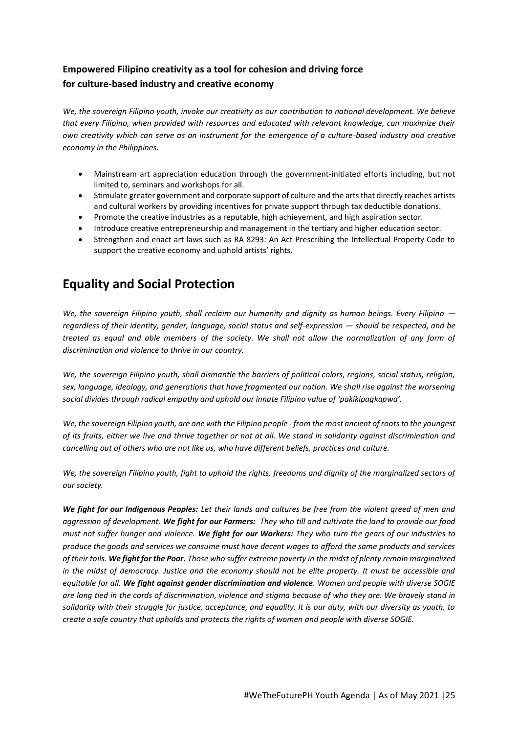### Empowered Filipino creativity as a tool for cohesion and driving force for culture-based industry and creative economy

*We, the sovereign Filipino youth, invoke our creativity as our contribution to national development. We believe that every Filipino, when provided with resources and educated with relevant knowledge, can maximize their own creativity which can serve as an instrument for the emergence of a culture-based industry and creative economy in the Philippines.*

- Mainstream art appreciation education through the government-initiated efforts including, but not limited to, seminars and workshops for all.
- Stimulate greater government and corporate support of culture and the arts that directly reaches artists and cultural workers by providing incentives for private support through tax deductible donations.
- Promote the creative industries as a reputable, high achievement, and high aspiration sector.
- Introduce creative entrepreneurship and management in the tertiary and higher education sector.
- Strengthen and enact art laws such as RA 8293: An Act Prescribing the Intellectual Property Code to support the creative economy and uphold artists' rights.

## Equality and Social Protection

*We, the sovereign Filipino youth, shall reclaim our humanity and dignity as human beings. Every Filipino — regardless of their identity, gender, language, social status and self-expression — should be respected, and be treated as equal and able members of the society. We shall not allow the normalization of any form of discrimination and violence to thrive in our country.*

*We, the sovereign Filipino youth, shall dismantle the barriers of political colors, regions, social status, religion, sex, language, ideology, and generations that have fragmented our nation. We shall rise against the worsening social divides through radical empathy and uphold our innate Filipino value of 'pakikipagkapwa'.*

*We, the sovereign Filipino youth, are one with the Filipino people - from the most ancient of roots to the youngest of its fruits, either we live and thrive together or not at all. We stand in solidarity against discrimination and cancelling out of others who are not like us, who have different beliefs, practices and culture.*

*We, the sovereign Filipino youth, fight to uphold the rights, freedoms and dignity of the marginalized sectors of our society.*

***We fight for our Indigenous Peoples:*** *Let their lands and cultures be free from the violent greed of men and aggression of development.* ***We fight for our Farmers:*** *They who till and cultivate the land to provide our food must not suffer hunger and violence.* ***We fight for our Workers:*** *They who turn the gears of our industries to produce the goods and services we consume must have decent wages to afford the same products and services of their toils.* ***We fight for the Poor.*** *Those who suffer extreme poverty in the midst of plenty remain marginalized in the midst of democracy. Justice and the economy should not be elite property. It must be accessible and equitable for all.* ***We fight against gender discrimination and violence****. Women and people with diverse SOGIE are long tied in the cords of discrimination, violence and stigma because of who they are. We bravely stand in solidarity with their struggle for justice, acceptance, and equality. It is our duty, with our diversity as youth, to create a safe country that upholds and protects the rights of women and people with diverse SOGIE.*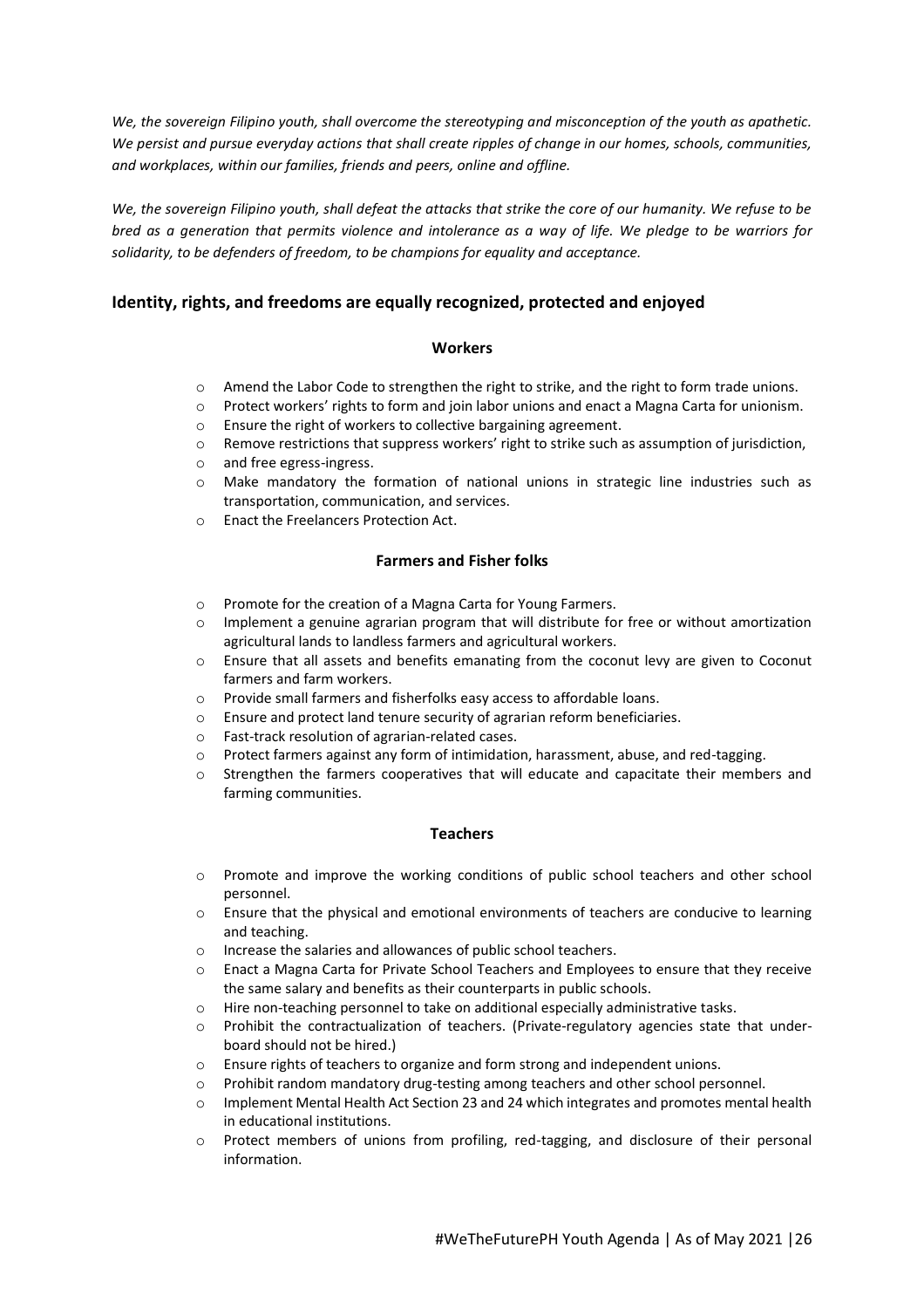*We, the sovereign Filipino youth, shall overcome the stereotyping and misconception of the youth as apathetic. We persist and pursue everyday actions that shall create ripples of change in our homes, schools, communities, and workplaces, within our families, friends and peers, online and offline.*

*We, the sovereign Filipino youth, shall defeat the attacks that strike the core of our humanity. We refuse to be bred as a generation that permits violence and intolerance as a way of life. We pledge to be warriors for solidarity, to be defenders of freedom, to be champions for equality and acceptance.*

## Identity, rights, and freedoms are equally recognized, protected and enjoyed

### Workers

- Amend the Labor Code to strengthen the right to strike, and the right to form trade unions.
- Protect workers' rights to form and join labor unions and enact a Magna Carta for unionism.
- Ensure the right of workers to collective bargaining agreement.
- Remove restrictions that suppress workers' right to strike such as assumption of jurisdiction,
- and free egress-ingress.
- Make mandatory the formation of national unions in strategic line industries such as transportation, communication, and services.
- Enact the Freelancers Protection Act.

### Farmers and Fisher folks

- Promote for the creation of a Magna Carta for Young Farmers.
- Implement a genuine agrarian program that will distribute for free or without amortization agricultural lands to landless farmers and agricultural workers.
- Ensure that all assets and benefits emanating from the coconut levy are given to Coconut farmers and farm workers.
- Provide small farmers and fisherfolks easy access to affordable loans.
- Ensure and protect land tenure security of agrarian reform beneficiaries.
- Fast-track resolution of agrarian-related cases.
- Protect farmers against any form of intimidation, harassment, abuse, and red-tagging.
- Strengthen the farmers cooperatives that will educate and capacitate their members and farming communities.

### Teachers

- Promote and improve the working conditions of public school teachers and other school personnel.
- Ensure that the physical and emotional environments of teachers are conducive to learning and teaching.
- Increase the salaries and allowances of public school teachers.
- Enact a Magna Carta for Private School Teachers and Employees to ensure that they receive the same salary and benefits as their counterparts in public schools.
- Hire non-teaching personnel to take on additional especially administrative tasks.
- Prohibit the contractualization of teachers. (Private-regulatory agencies state that under-board should not be hired.)
- Ensure rights of teachers to organize and form strong and independent unions.
- Prohibit random mandatory drug-testing among teachers and other school personnel.
- Implement Mental Health Act Section 23 and 24 which integrates and promotes mental health in educational institutions.
- Protect members of unions from profiling, red-tagging, and disclosure of their personal information.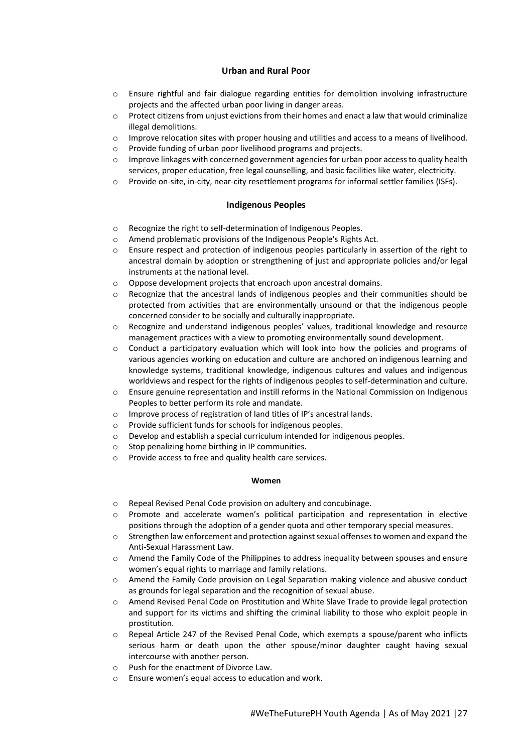### Urban and Rural Poor

- Ensure rightful and fair dialogue regarding entities for demolition involving infrastructure projects and the affected urban poor living in danger areas.
- Protect citizens from unjust evictions from their homes and enact a law that would criminalize illegal demolitions.
- Improve relocation sites with proper housing and utilities and access to a means of livelihood.
- Provide funding of urban poor livelihood programs and projects.
- Improve linkages with concerned government agencies for urban poor access to quality health services, proper education, free legal counselling, and basic facilities like water, electricity.
- Provide on-site, in-city, near-city resettlement programs for informal settler families (ISFs).

### Indigenous Peoples

- Recognize the right to self-determination of Indigenous Peoples.
- Amend problematic provisions of the Indigenous People's Rights Act.
- Ensure respect and protection of indigenous peoples particularly in assertion of the right to ancestral domain by adoption or strengthening of just and appropriate policies and/or legal instruments at the national level.
- Oppose development projects that encroach upon ancestral domains.
- Recognize that the ancestral lands of indigenous peoples and their communities should be protected from activities that are environmentally unsound or that the indigenous people concerned consider to be socially and culturally inappropriate.
- Recognize and understand indigenous peoples' values, traditional knowledge and resource management practices with a view to promoting environmentally sound development.
- Conduct a participatory evaluation which will look into how the policies and programs of various agencies working on education and culture are anchored on indigenous learning and knowledge systems, traditional knowledge, indigenous cultures and values and indigenous worldviews and respect for the rights of indigenous peoples to self-determination and culture.
- Ensure genuine representation and instill reforms in the National Commission on Indigenous Peoples to better perform its role and mandate.
- Improve process of registration of land titles of IP's ancestral lands.
- Provide sufficient funds for schools for indigenous peoples.
- Develop and establish a special curriculum intended for indigenous peoples.
- Stop penalizing home birthing in IP communities.
- Provide access to free and quality health care services.

### Women

- Repeal Revised Penal Code provision on adultery and concubinage.
- Promote and accelerate women's political participation and representation in elective positions through the adoption of a gender quota and other temporary special measures.
- Strengthen law enforcement and protection against sexual offenses to women and expand the Anti-Sexual Harassment Law.
- Amend the Family Code of the Philippines to address inequality between spouses and ensure women's equal rights to marriage and family relations.
- Amend the Family Code provision on Legal Separation making violence and abusive conduct as grounds for legal separation and the recognition of sexual abuse.
- Amend Revised Penal Code on Prostitution and White Slave Trade to provide legal protection and support for its victims and shifting the criminal liability to those who exploit people in prostitution.
- Repeal Article 247 of the Revised Penal Code, which exempts a spouse/parent who inflicts serious harm or death upon the other spouse/minor daughter caught having sexual intercourse with another person.
- Push for the enactment of Divorce Law.
- Ensure women's equal access to education and work.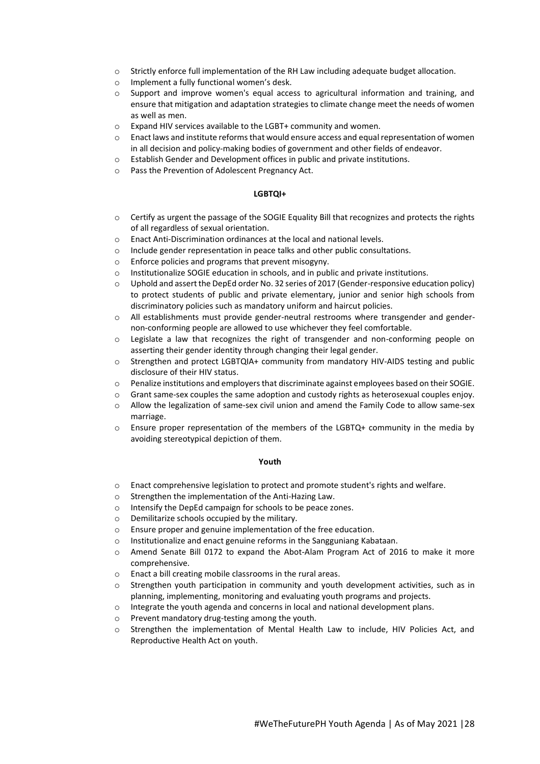- Strictly enforce full implementation of the RH Law including adequate budget allocation.
- Implement a fully functional women's desk.
- Support and improve women's equal access to agricultural information and training, and ensure that mitigation and adaptation strategies to climate change meet the needs of women as well as men.
- Expand HIV services available to the LGBT+ community and women.
- Enact laws and institute reforms that would ensure access and equal representation of women in all decision and policy-making bodies of government and other fields of endeavor.
- Establish Gender and Development offices in public and private institutions.
- Pass the Prevention of Adolescent Pregnancy Act.

**LGBTQI+**

- Certify as urgent the passage of the SOGIE Equality Bill that recognizes and protects the rights of all regardless of sexual orientation.
- Enact Anti-Discrimination ordinances at the local and national levels.
- Include gender representation in peace talks and other public consultations.
- Enforce policies and programs that prevent misogyny.
- Institutionalize SOGIE education in schools, and in public and private institutions.
- Uphold and assert the DepEd order No. 32 series of 2017 (Gender-responsive education policy) to protect students of public and private elementary, junior and senior high schools from discriminatory policies such as mandatory uniform and haircut policies.
- All establishments must provide gender-neutral restrooms where transgender and gender-non-conforming people are allowed to use whichever they feel comfortable.
- Legislate a law that recognizes the right of transgender and non-conforming people on asserting their gender identity through changing their legal gender.
- Strengthen and protect LGBTQIA+ community from mandatory HIV-AIDS testing and public disclosure of their HIV status.
- Penalize institutions and employers that discriminate against employees based on their SOGIE.
- Grant same-sex couples the same adoption and custody rights as heterosexual couples enjoy.
- Allow the legalization of same-sex civil union and amend the Family Code to allow same-sex marriage.
- Ensure proper representation of the members of the LGBTQ+ community in the media by avoiding stereotypical depiction of them.

**Youth**

- Enact comprehensive legislation to protect and promote student's rights and welfare.
- Strengthen the implementation of the Anti-Hazing Law.
- Intensify the DepEd campaign for schools to be peace zones.
- Demilitarize schools occupied by the military.
- Ensure proper and genuine implementation of the free education.
- Institutionalize and enact genuine reforms in the Sangguniang Kabataan.
- Amend Senate Bill 0172 to expand the Abot-Alam Program Act of 2016 to make it more comprehensive.
- Enact a bill creating mobile classrooms in the rural areas.
- Strengthen youth participation in community and youth development activities, such as in planning, implementing, monitoring and evaluating youth programs and projects.
- Integrate the youth agenda and concerns in local and national development plans.
- Prevent mandatory drug-testing among the youth.
- Strengthen the implementation of Mental Health Law to include, HIV Policies Act, and Reproductive Health Act on youth.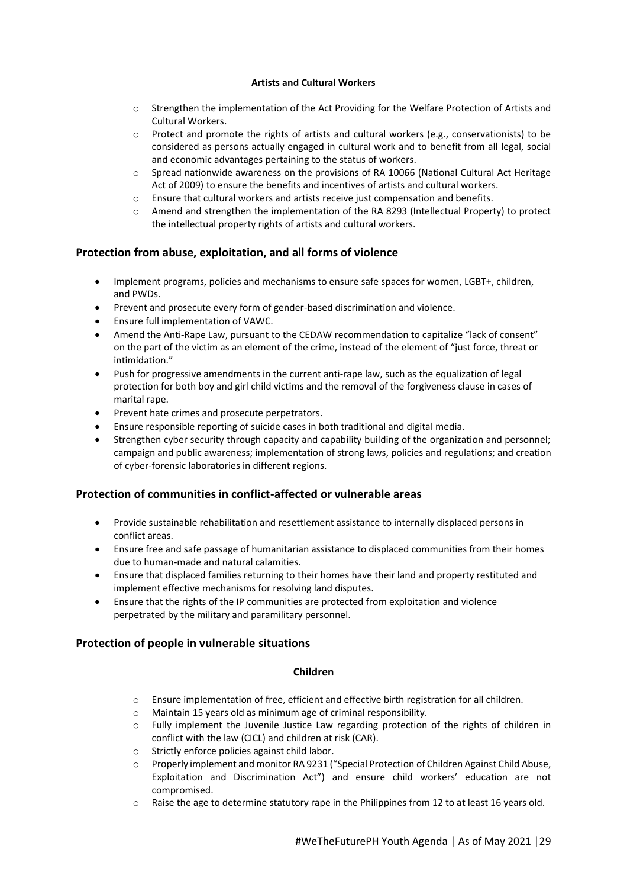**Artists and Cultural Workers**

- Strengthen the implementation of the Act Providing for the Welfare Protection of Artists and Cultural Workers.
- Protect and promote the rights of artists and cultural workers (e.g., conservationists) to be considered as persons actually engaged in cultural work and to benefit from all legal, social and economic advantages pertaining to the status of workers.
- Spread nationwide awareness on the provisions of RA 10066 (National Cultural Act Heritage Act of 2009) to ensure the benefits and incentives of artists and cultural workers.
- Ensure that cultural workers and artists receive just compensation and benefits.
- Amend and strengthen the implementation of the RA 8293 (Intellectual Property) to protect the intellectual property rights of artists and cultural workers.

## Protection from abuse, exploitation, and all forms of violence

- Implement programs, policies and mechanisms to ensure safe spaces for women, LGBT+, children, and PWDs.
- Prevent and prosecute every form of gender-based discrimination and violence.
- Ensure full implementation of VAWC.
- Amend the Anti-Rape Law, pursuant to the CEDAW recommendation to capitalize "lack of consent" on the part of the victim as an element of the crime, instead of the element of "just force, threat or intimidation."
- Push for progressive amendments in the current anti-rape law, such as the equalization of legal protection for both boy and girl child victims and the removal of the forgiveness clause in cases of marital rape.
- Prevent hate crimes and prosecute perpetrators.
- Ensure responsible reporting of suicide cases in both traditional and digital media.
- Strengthen cyber security through capacity and capability building of the organization and personnel; campaign and public awareness; implementation of strong laws, policies and regulations; and creation of cyber-forensic laboratories in different regions.

## Protection of communities in conflict-affected or vulnerable areas

- Provide sustainable rehabilitation and resettlement assistance to internally displaced persons in conflict areas.
- Ensure free and safe passage of humanitarian assistance to displaced communities from their homes due to human-made and natural calamities.
- Ensure that displaced families returning to their homes have their land and property restituted and implement effective mechanisms for resolving land disputes.
- Ensure that the rights of the IP communities are protected from exploitation and violence perpetrated by the military and paramilitary personnel.

## Protection of people in vulnerable situations

**Children**

- Ensure implementation of free, efficient and effective birth registration for all children.
- Maintain 15 years old as minimum age of criminal responsibility.
- Fully implement the Juvenile Justice Law regarding protection of the rights of children in conflict with the law (CICL) and children at risk (CAR).
- Strictly enforce policies against child labor.
- Properly implement and monitor RA 9231 ("Special Protection of Children Against Child Abuse, Exploitation and Discrimination Act") and ensure child workers' education are not compromised.
- Raise the age to determine statutory rape in the Philippines from 12 to at least 16 years old.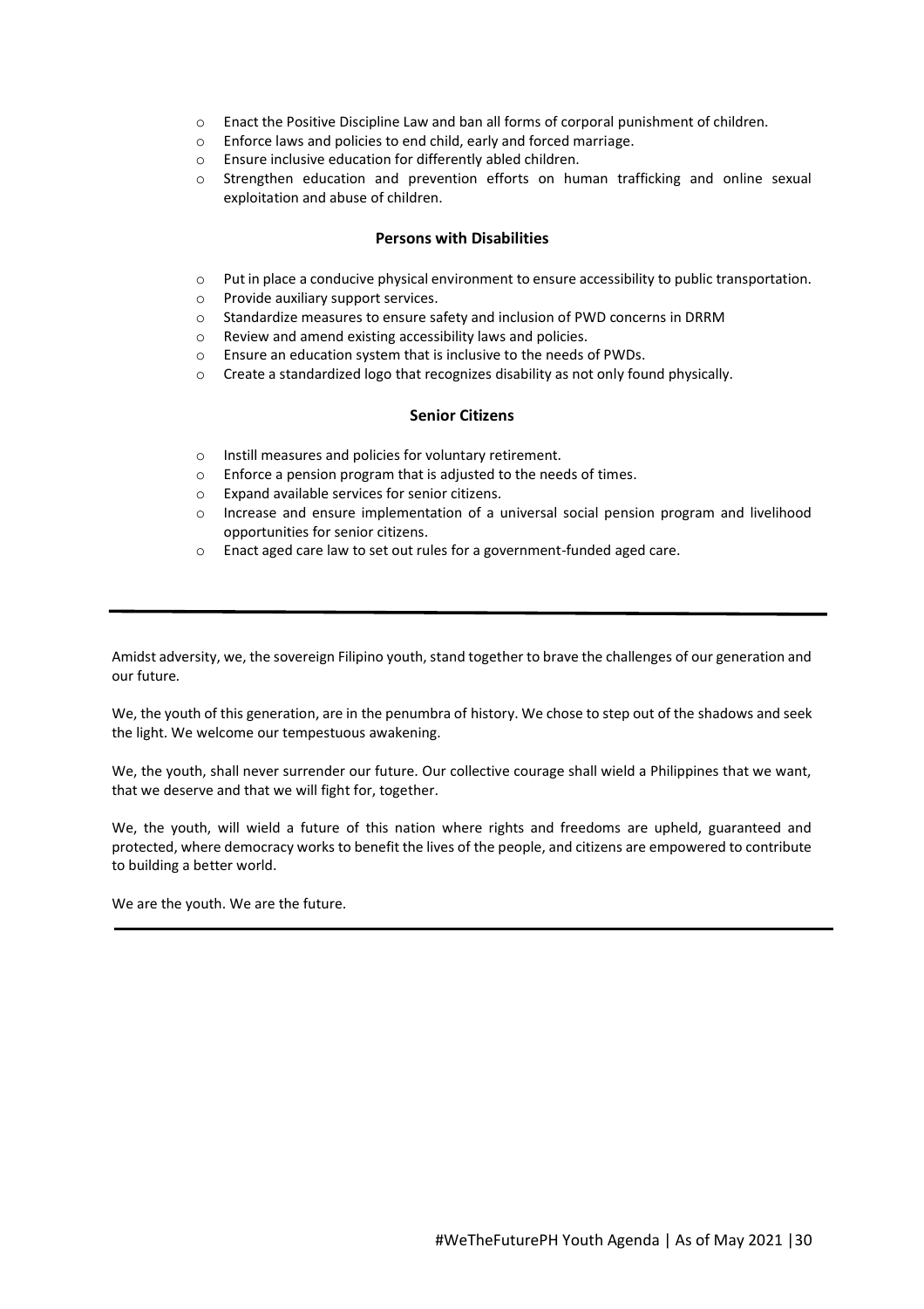- Enact the Positive Discipline Law and ban all forms of corporal punishment of children.
- Enforce laws and policies to end child, early and forced marriage.
- Ensure inclusive education for differently abled children.
- Strengthen education and prevention efforts on human trafficking and online sexual exploitation and abuse of children.

### Persons with Disabilities

- Put in place a conducive physical environment to ensure accessibility to public transportation.
- Provide auxiliary support services.
- Standardize measures to ensure safety and inclusion of PWD concerns in DRRM
- Review and amend existing accessibility laws and policies.
- Ensure an education system that is inclusive to the needs of PWDs.
- Create a standardized logo that recognizes disability as not only found physically.

### Senior Citizens

- Instill measures and policies for voluntary retirement.
- Enforce a pension program that is adjusted to the needs of times.
- Expand available services for senior citizens.
- Increase and ensure implementation of a universal social pension program and livelihood opportunities for senior citizens.
- Enact aged care law to set out rules for a government-funded aged care.

---

Amidst adversity, we, the sovereign Filipino youth, stand together to brave the challenges of our generation and our future.

We, the youth of this generation, are in the penumbra of history. We chose to step out of the shadows and seek the light. We welcome our tempestuous awakening.

We, the youth, shall never surrender our future. Our collective courage shall wield a Philippines that we want, that we deserve and that we will fight for, together.

We, the youth, will wield a future of this nation where rights and freedoms are upheld, guaranteed and protected, where democracy works to benefit the lives of the people, and citizens are empowered to contribute to building a better world.

We are the youth. We are the future.

---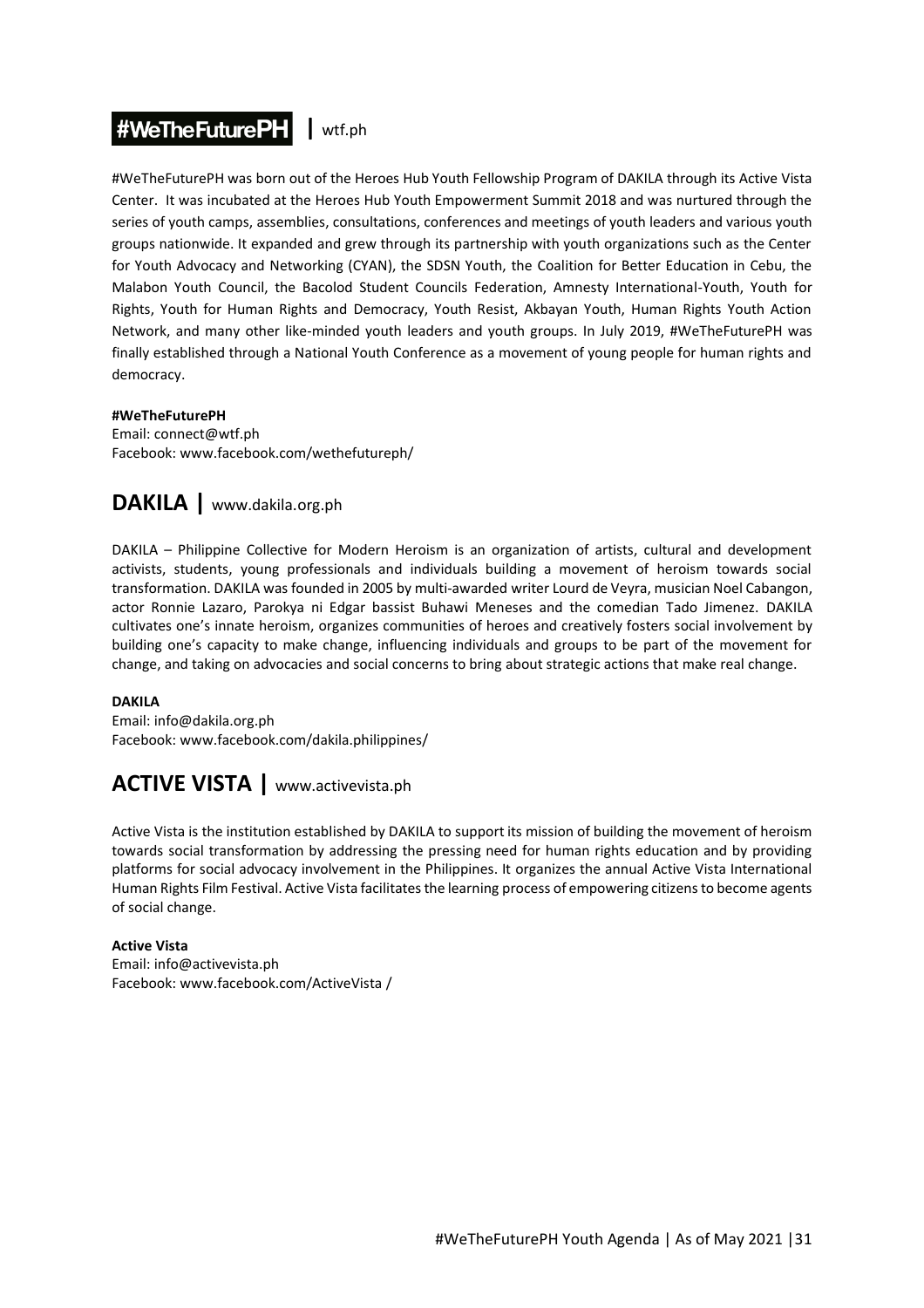## #WeTheFuturePH | wtf.ph

#WeTheFuturePH was born out of the Heroes Hub Youth Fellowship Program of DAKILA through its Active Vista Center. It was incubated at the Heroes Hub Youth Empowerment Summit 2018 and was nurtured through the series of youth camps, assemblies, consultations, conferences and meetings of youth leaders and various youth groups nationwide. It expanded and grew through its partnership with youth organizations such as the Center for Youth Advocacy and Networking (CYAN), the SDSN Youth, the Coalition for Better Education in Cebu, the Malabon Youth Council, the Bacolod Student Councils Federation, Amnesty International-Youth, Youth for Rights, Youth for Human Rights and Democracy, Youth Resist, Akbayan Youth, Human Rights Youth Action Network, and many other like-minded youth leaders and youth groups. In July 2019, #WeTheFuturePH was finally established through a National Youth Conference as a movement of young people for human rights and democracy.

**#WeTheFuturePH**
Email: connect@wtf.ph
Facebook: www.facebook.com/wethefutureph/

## DAKILA | www.dakila.org.ph

DAKILA – Philippine Collective for Modern Heroism is an organization of artists, cultural and development activists, students, young professionals and individuals building a movement of heroism towards social transformation. DAKILA was founded in 2005 by multi-awarded writer Lourd de Veyra, musician Noel Cabangon, actor Ronnie Lazaro, Parokya ni Edgar bassist Buhawi Meneses and the comedian Tado Jimenez. DAKILA cultivates one's innate heroism, organizes communities of heroes and creatively fosters social involvement by building one's capacity to make change, influencing individuals and groups to be part of the movement for change, and taking on advocacies and social concerns to bring about strategic actions that make real change.

**DAKILA**
Email: info@dakila.org.ph
Facebook: www.facebook.com/dakila.philippines/

## ACTIVE VISTA | www.activevista.ph

Active Vista is the institution established by DAKILA to support its mission of building the movement of heroism towards social transformation by addressing the pressing need for human rights education and by providing platforms for social advocacy involvement in the Philippines. It organizes the annual Active Vista International Human Rights Film Festival. Active Vista facilitates the learning process of empowering citizens to become agents of social change.

**Active Vista**
Email: info@activevista.ph
Facebook: www.facebook.com/ActiveVista /